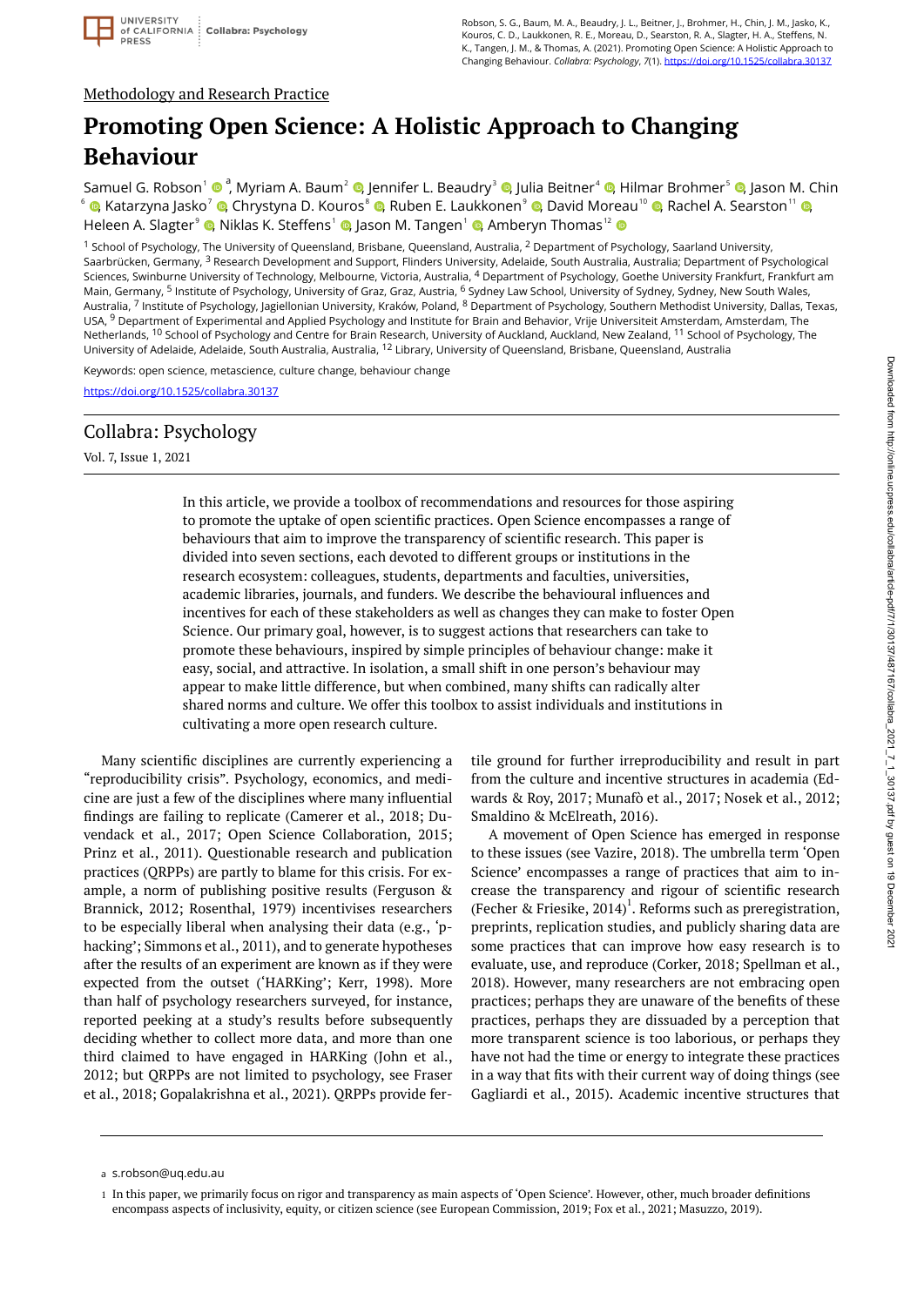Methodology and Research Practice

# Promoting Open Science: A Holistic Approach to Changing Behaviour

Samuel G. Robson[1, a], Myriam A. Baum[2], Jennifer L. Beaudry[3], Julia Beitner[4], Hilmar Brohmer[5], Jason M. Chin[6], Katarzyna Jasko[7], Chrystyna D. Kouros[8], Ruben E. Laukkonen[9], David Moreau[10], Rachel A. Searston[11], Heleen A. Slagter[9], Niklas K. Steffens[1], Jason M. Tangen[1], Amberyn Thomas[12]

[1] School of Psychology, The University of Queensland, Brisbane, Queensland, Australia, [2] Department of Psychology, Saarland University, Saarbrücken, Germany, [3] Research Development and Support, Flinders University, Adelaide, South Australia, Australia; Department of Psychological Sciences, Swinburne University of Technology, Melbourne, Victoria, Australia, [4] Department of Psychology, Goethe University Frankfurt, Frankfurt am Main, Germany, [5] Institute of Psychology, University of Graz, Graz, Austria, [6] Sydney Law School, University of Sydney, Sydney, New South Wales, Australia, [7] Institute of Psychology, Jagiellonian University, Kraków, Poland, [8] Department of Psychology, Southern Methodist University, Dallas, Texas, USA, [9] Department of Experimental and Applied Psychology and Institute for Brain and Behavior, Vrije Universiteit Amsterdam, Amsterdam, The Netherlands, [10] School of Psychology and Centre for Brain Research, University of Auckland, Auckland, New Zealand, [11] School of Psychology, The University of Adelaide, Adelaide, South Australia, Australia, [12] Library, University of Queensland, Brisbane, Queensland, Australia

Keywords: open science, metascience, culture change, behaviour change

https://doi.org/10.1525/collabra.30137

Collabra: Psychology

Vol. 7, Issue 1, 2021

In this article, we provide a toolbox of recommendations and resources for those aspiring to promote the uptake of open scientific practices. Open Science encompasses a range of behaviours that aim to improve the transparency of scientific research. This paper is divided into seven sections, each devoted to different groups or institutions in the research ecosystem: colleagues, students, departments and faculties, universities, academic libraries, journals, and funders. We describe the behavioural influences and incentives for each of these stakeholders as well as changes they can make to foster Open Science. Our primary goal, however, is to suggest actions that researchers can take to promote these behaviours, inspired by simple principles of behaviour change: make it easy, social, and attractive. In isolation, a small shift in one person's behaviour may appear to make little difference, but when combined, many shifts can radically alter shared norms and culture. We offer this toolbox to assist individuals and institutions in cultivating a more open research culture.

Many scientific disciplines are currently experiencing a "reproducibility crisis". Psychology, economics, and medicine are just a few of the disciplines where many influential findings are failing to replicate (Camerer et al., 2018; Duvendack et al., 2017; Open Science Collaboration, 2015; Prinz et al., 2011). Questionable research and publication practices (QRPPs) are partly to blame for this crisis. For example, a norm of publishing positive results (Ferguson & Brannick, 2012; Rosenthal, 1979) incentivises researchers to be especially liberal when analysing their data (e.g., 'p-hacking'; Simmons et al., 2011), and to generate hypotheses after the results of an experiment are known as if they were expected from the outset ('HARKing'; Kerr, 1998). More than half of psychology researchers surveyed, for instance, reported peeking at a study's results before subsequently deciding whether to collect more data, and more than one third claimed to have engaged in HARKing (John et al., 2012; but QRPPs are not limited to psychology, see Fraser et al., 2018; Gopalakrishna et al., 2021). QRPPs provide fertile ground for further irreproducibility and result in part from the culture and incentive structures in academia (Edwards & Roy, 2017; Munafò et al., 2017; Nosek et al., 2012; Smaldino & McElreath, 2016).

A movement of Open Science has emerged in response to these issues (see Vazire, 2018). The umbrella term 'Open Science' encompasses a range of practices that aim to increase the transparency and rigour of scientific research (Fecher & Friesike, 2014)[1]. Reforms such as preregistration, preprints, replication studies, and publicly sharing data are some practices that can improve how easy research is to evaluate, use, and reproduce (Corker, 2018; Spellman et al., 2018). However, many researchers are not embracing open practices; perhaps they are unaware of the benefits of these practices, perhaps they are dissuaded by a perception that more transparent science is too laborious, or perhaps they have not had the time or energy to integrate these practices in a way that fits with their current way of doing things (see Gagliardi et al., 2015). Academic incentive structures that

---

a s.robson@uq.edu.au

1 In this paper, we primarily focus on rigor and transparency as main aspects of 'Open Science'. However, other, much broader definitions encompass aspects of inclusivity, equity, or citizen science (see European Commission, 2019; Fox et al., 2021; Masuzzo, 2019).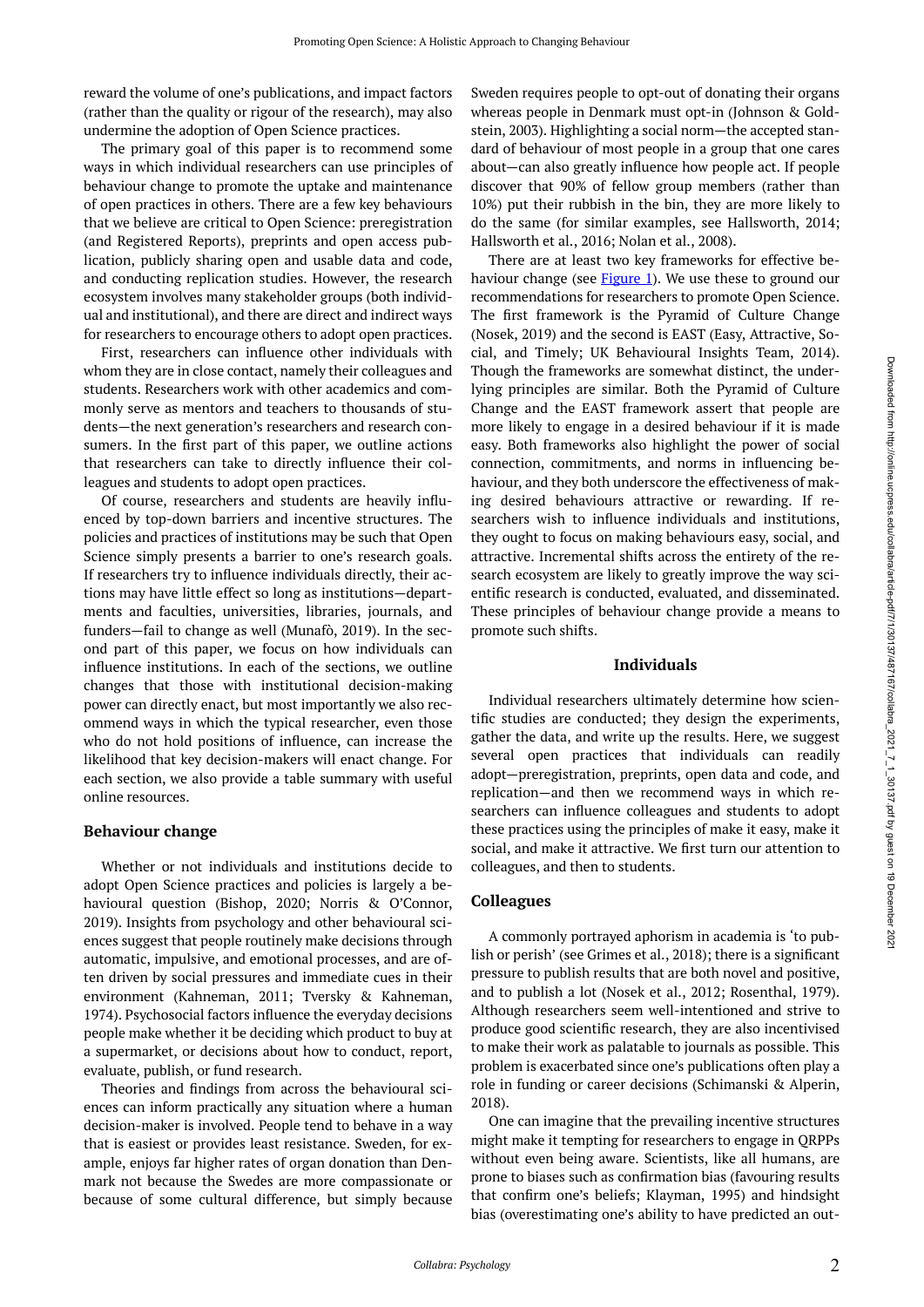reward the volume of one's publications, and impact factors (rather than the quality or rigour of the research), may also undermine the adoption of Open Science practices.

The primary goal of this paper is to recommend some ways in which individual researchers can use principles of behaviour change to promote the uptake and maintenance of open practices in others. There are a few key behaviours that we believe are critical to Open Science: preregistration (and Registered Reports), preprints and open access publication, publicly sharing open and usable data and code, and conducting replication studies. However, the research ecosystem involves many stakeholder groups (both individual and institutional), and there are direct and indirect ways for researchers to encourage others to adopt open practices.

First, researchers can influence other individuals with whom they are in close contact, namely their colleagues and students. Researchers work with other academics and commonly serve as mentors and teachers to thousands of students—the next generation's researchers and research consumers. In the first part of this paper, we outline actions that researchers can take to directly influence their colleagues and students to adopt open practices.

Of course, researchers and students are heavily influenced by top-down barriers and incentive structures. The policies and practices of institutions may be such that Open Science simply presents a barrier to one's research goals. If researchers try to influence individuals directly, their actions may have little effect so long as institutions—departments and faculties, universities, libraries, journals, and funders—fail to change as well (Munafò, 2019). In the second part of this paper, we focus on how individuals can influence institutions. In each of the sections, we outline changes that those with institutional decision-making power can directly enact, but most importantly we also recommend ways in which the typical researcher, even those who do not hold positions of influence, can increase the likelihood that key decision-makers will enact change. For each section, we also provide a table summary with useful online resources.

## Behaviour change

Whether or not individuals and institutions decide to adopt Open Science practices and policies is largely a behavioural question (Bishop, 2020; Norris & O'Connor, 2019). Insights from psychology and other behavioural sciences suggest that people routinely make decisions through automatic, impulsive, and emotional processes, and are often driven by social pressures and immediate cues in their environment (Kahneman, 2011; Tversky & Kahneman, 1974). Psychosocial factors influence the everyday decisions people make whether it be deciding which product to buy at a supermarket, or decisions about how to conduct, report, evaluate, publish, or fund research.

Theories and findings from across the behavioural sciences can inform practically any situation where a human decision-maker is involved. People tend to behave in a way that is easiest or provides least resistance. Sweden, for example, enjoys far higher rates of organ donation than Denmark not because the Swedes are more compassionate or because of some cultural difference, but simply because Sweden requires people to opt-out of donating their organs whereas people in Denmark must opt-in (Johnson & Goldstein, 2003). Highlighting a social norm—the accepted standard of behaviour of most people in a group that one cares about—can also greatly influence how people act. If people discover that 90% of fellow group members (rather than 10%) put their rubbish in the bin, they are more likely to do the same (for similar examples, see Hallsworth, 2014; Hallsworth et al., 2016; Nolan et al., 2008).

There are at least two key frameworks for effective behaviour change (see Figure 1). We use these to ground our recommendations for researchers to promote Open Science. The first framework is the Pyramid of Culture Change (Nosek, 2019) and the second is EAST (Easy, Attractive, Social, and Timely; UK Behavioural Insights Team, 2014). Though the frameworks are somewhat distinct, the underlying principles are similar. Both the Pyramid of Culture Change and the EAST framework assert that people are more likely to engage in a desired behaviour if it is made easy. Both frameworks also highlight the power of social connection, commitments, and norms in influencing behaviour, and they both underscore the effectiveness of making desired behaviours attractive or rewarding. If researchers wish to influence individuals and institutions, they ought to focus on making behaviours easy, social, and attractive. Incremental shifts across the entirety of the research ecosystem are likely to greatly improve the way scientific research is conducted, evaluated, and disseminated. These principles of behaviour change provide a means to promote such shifts.

## Individuals

Individual researchers ultimately determine how scientific studies are conducted; they design the experiments, gather the data, and write up the results. Here, we suggest several open practices that individuals can readily adopt—preregistration, preprints, open data and code, and replication—and then we recommend ways in which researchers can influence colleagues and students to adopt these practices using the principles of make it easy, make it social, and make it attractive. We first turn our attention to colleagues, and then to students.

### Colleagues

A commonly portrayed aphorism in academia is 'to publish or perish' (see Grimes et al., 2018); there is a significant pressure to publish results that are both novel and positive, and to publish a lot (Nosek et al., 2012; Rosenthal, 1979). Although researchers seem well-intentioned and strive to produce good scientific research, they are also incentivised to make their work as palatable to journals as possible. This problem is exacerbated since one's publications often play a role in funding or career decisions (Schimanski & Alperin, 2018).

One can imagine that the prevailing incentive structures might make it tempting for researchers to engage in QRPPs without even being aware. Scientists, like all humans, are prone to biases such as confirmation bias (favouring results that confirm one's beliefs; Klayman, 1995) and hindsight bias (overestimating one's ability to have predicted an out-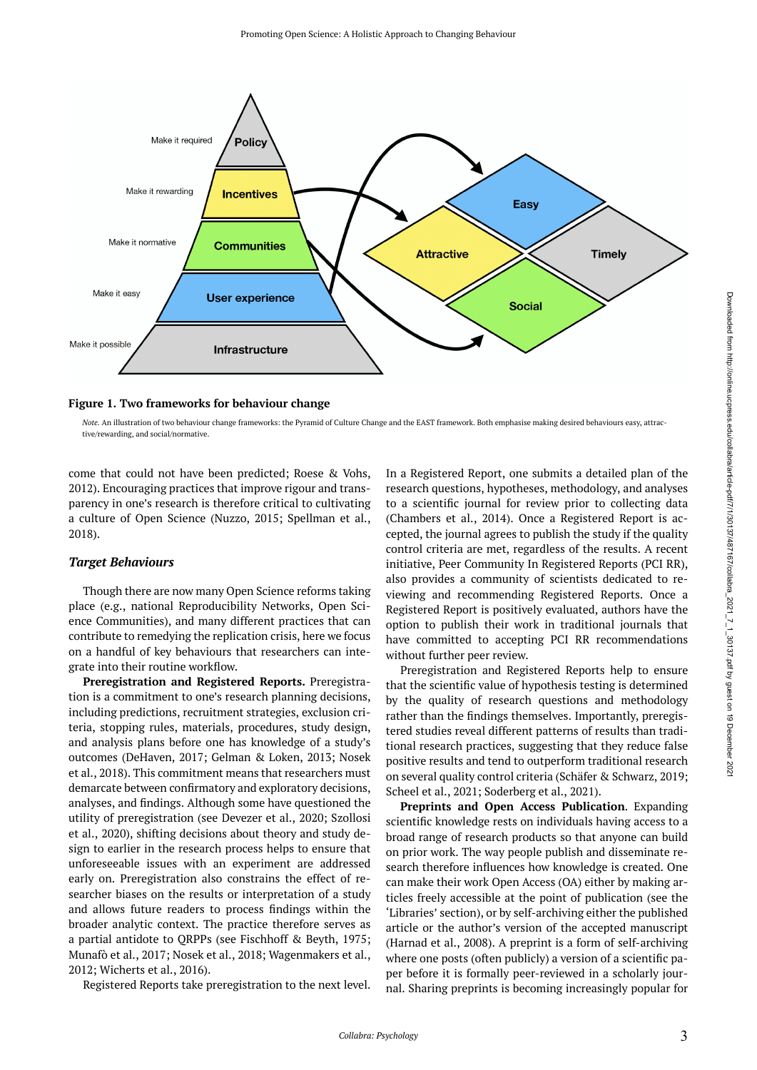**Figure 1. Two frameworks for behaviour change**

*Note.* An illustration of two behaviour change frameworks: the Pyramid of Culture Change and the EAST framework. Both emphasise making desired behaviours easy, attractive/rewarding, and social/normative.

come that could not have been predicted; Roese & Vohs, 2012). Encouraging practices that improve rigour and transparency in one's research is therefore critical to cultivating a culture of Open Science (Nuzzo, 2015; Spellman et al., 2018).

### *Target Behaviours*

Though there are now many Open Science reforms taking place (e.g., national Reproducibility Networks, Open Science Communities), and many different practices that can contribute to remedying the replication crisis, here we focus on a handful of key behaviours that researchers can integrate into their routine workflow.

**Preregistration and Registered Reports.** Preregistration is a commitment to one's research planning decisions, including predictions, recruitment strategies, exclusion criteria, stopping rules, materials, procedures, study design, and analysis plans before one has knowledge of a study's outcomes (DeHaven, 2017; Gelman & Loken, 2013; Nosek et al., 2018). This commitment means that researchers must demarcate between confirmatory and exploratory decisions, analyses, and findings. Although some have questioned the utility of preregistration (see Devezer et al., 2020; Szollosi et al., 2020), shifting decisions about theory and study design to earlier in the research process helps to ensure that unforeseeable issues with an experiment are addressed early on. Preregistration also constrains the effect of researcher biases on the results or interpretation of a study and allows future readers to process findings within the broader analytic context. The practice therefore serves as a partial antidote to QRPPs (see Fischhoff & Beyth, 1975; Munafò et al., 2017; Nosek et al., 2018; Wagenmakers et al., 2012; Wicherts et al., 2016).

Registered Reports take preregistration to the next level. In a Registered Report, one submits a detailed plan of the research questions, hypotheses, methodology, and analyses to a scientific journal for review prior to collecting data (Chambers et al., 2014). Once a Registered Report is accepted, the journal agrees to publish the study if the quality control criteria are met, regardless of the results. A recent initiative, Peer Community In Registered Reports (PCI RR), also provides a community of scientists dedicated to reviewing and recommending Registered Reports. Once a Registered Report is positively evaluated, authors have the option to publish their work in traditional journals that have committed to accepting PCI RR recommendations without further peer review.

Preregistration and Registered Reports help to ensure that the scientific value of hypothesis testing is determined by the quality of research questions and methodology rather than the findings themselves. Importantly, preregistered studies reveal different patterns of results than traditional research practices, suggesting that they reduce false positive results and tend to outperform traditional research on several quality control criteria (Schäfer & Schwarz, 2019; Scheel et al., 2021; Soderberg et al., 2021).

**Preprints and Open Access Publication**. Expanding scientific knowledge rests on individuals having access to a broad range of research products so that anyone can build on prior work. The way people publish and disseminate research therefore influences how knowledge is created. One can make their work Open Access (OA) either by making articles freely accessible at the point of publication (see the 'Libraries' section), or by self-archiving either the published article or the author's version of the accepted manuscript (Harnad et al., 2008). A preprint is a form of self-archiving where one posts (often publicly) a version of a scientific paper before it is formally peer-reviewed in a scholarly journal. Sharing preprints is becoming increasingly popular for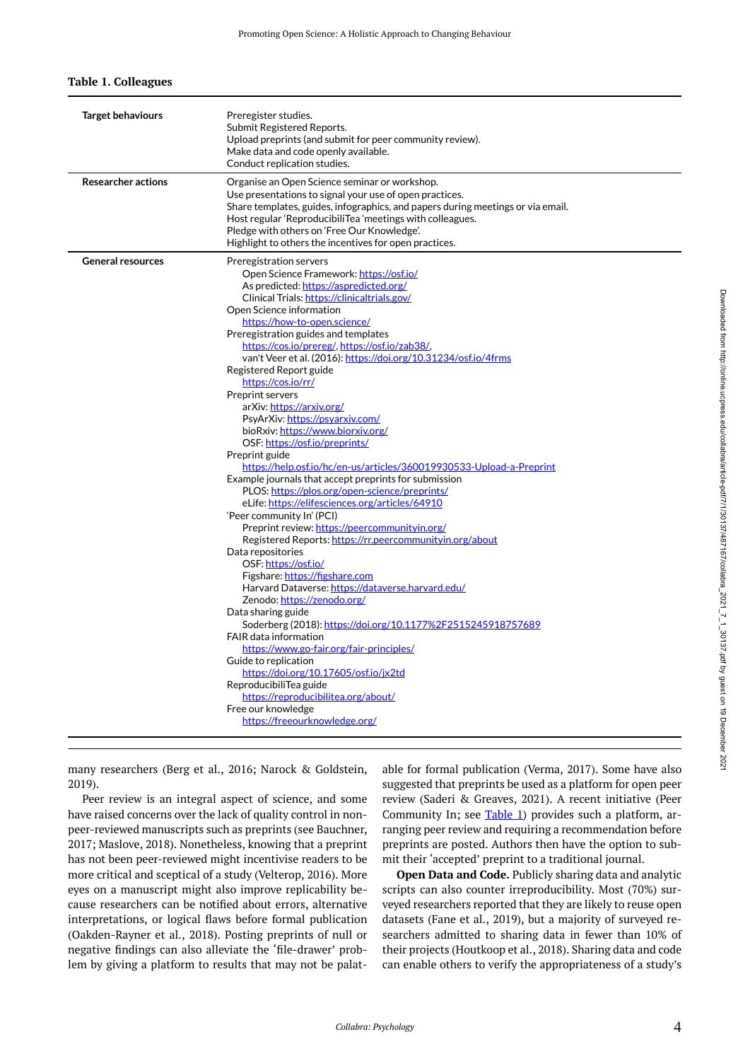**Table 1. Colleagues**

| | |
|---|---|
| **Target behaviours** | Preregister studies.<br>Submit Registered Reports.<br>Upload preprints (and submit for peer community review).<br>Make data and code openly available.<br>Conduct replication studies. |
| **Researcher actions** | Organise an Open Science seminar or workshop.<br>Use presentations to signal your use of open practices.<br>Share templates, guides, infographics, and papers during meetings or via email.<br>Host regular 'ReproducibiliTea 'meetings with colleagues.<br>Pledge with others on 'Free Our Knowledge'.<br>Highlight to others the incentives for open practices. |
| **General resources** | Preregistration servers<br>Open Science Framework: https://osf.io/<br>As predicted: https://aspredicted.org/<br>Clinical Trials: https://clinicaltrials.gov/<br>Open Science information<br>https://how-to-open.science/<br>Preregistration guides and templates<br>https://cos.io/prereg/, https://osf.io/zab38/,<br>van't Veer et al. (2016): https://doi.org/10.31234/osf.io/4frms<br>Registered Report guide<br>https://cos.io/rr/<br>Preprint servers<br>arXiv: https://arxiv.org/<br>PsyArXiv: https://psyarxiv.com/<br>bioRxiv: https://www.biorxiv.org/<br>OSF: https://osf.io/preprints/<br>Preprint guide<br>https://help.osf.io/hc/en-us/articles/360019930533-Upload-a-Preprint<br>Example journals that accept preprints for submission<br>PLOS: https://plos.org/open-science/preprints/<br>eLife: https://elifesciences.org/articles/64910<br>'Peer community In' (PCI)<br>Preprint review: https://peercommunityin.org/<br>Registered Reports: https://rr.peercommunityin.org/about<br>Data repositories<br>OSF: https://osf.io/<br>Figshare: https://figshare.com<br>Harvard Dataverse: https://dataverse.harvard.edu/<br>Zenodo: https://zenodo.org/<br>Data sharing guide<br>Soderberg (2018): https://doi.org/10.1177%2F2515245918757689<br>FAIR data information<br>https://www.go-fair.org/fair-principles/<br>Guide to replication<br>https://doi.org/10.17605/osf.io/jx2td<br>ReproducibiliTea guide<br>https://reproducibilitea.org/about/<br>Free our knowledge<br>https://freeourknowledge.org/ |

many researchers (Berg et al., 2016; Narock & Goldstein, 2019).

Peer review is an integral aspect of science, and some have raised concerns over the lack of quality control in non-peer-reviewed manuscripts such as preprints (see Bauchner, 2017; Maslove, 2018). Nonetheless, knowing that a preprint has not been peer-reviewed might incentivise readers to be more critical and sceptical of a study (Velterop, 2016). More eyes on a manuscript might also improve replicability because researchers can be notified about errors, alternative interpretations, or logical flaws before formal publication (Oakden-Rayner et al., 2018). Posting preprints of null or negative findings can also alleviate the 'file-drawer' problem by giving a platform to results that may not be palatable for formal publication (Verma, 2017). Some have also suggested that preprints be used as a platform for open peer review (Saderi & Greaves, 2021). A recent initiative (Peer Community In; see Table 1) provides such a platform, arranging peer review and requiring a recommendation before preprints are posted. Authors then have the option to submit their 'accepted' preprint to a traditional journal.

**Open Data and Code.** Publicly sharing data and analytic scripts can also counter irreproducibility. Most (70%) surveyed researchers reported that they are likely to reuse open datasets (Fane et al., 2019), but a majority of surveyed researchers admitted to sharing data in fewer than 10% of their projects (Houtkoop et al., 2018). Sharing data and code can enable others to verify the appropriateness of a study's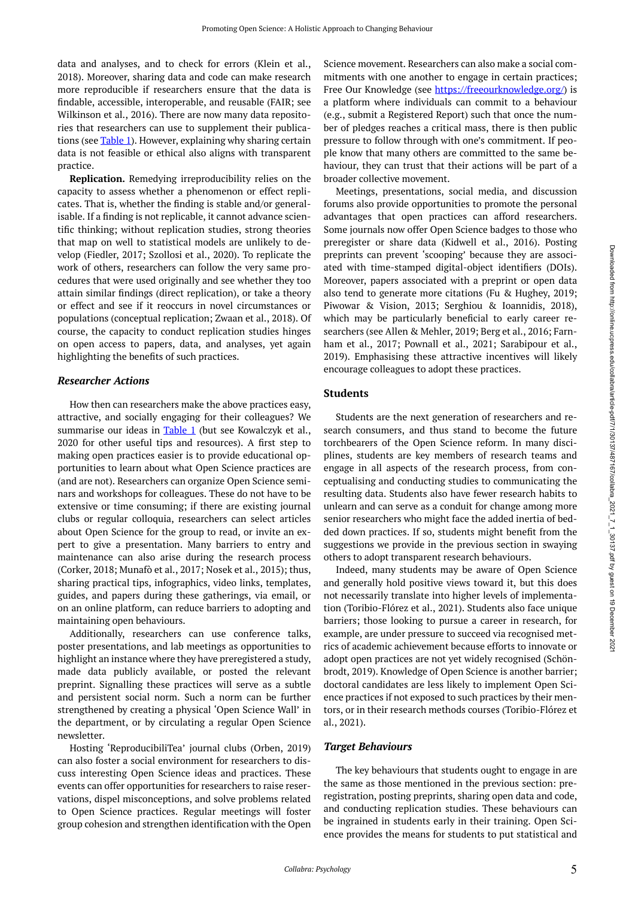data and analyses, and to check for errors (Klein et al., 2018). Moreover, sharing data and code can make research more reproducible if researchers ensure that the data is findable, accessible, interoperable, and reusable (FAIR; see Wilkinson et al., 2016). There are now many data repositories that researchers can use to supplement their publications (see Table 1). However, explaining why sharing certain data is not feasible or ethical also aligns with transparent practice.

**Replication.** Remedying irreproducibility relies on the capacity to assess whether a phenomenon or effect replicates. That is, whether the finding is stable and/or generalisable. If a finding is not replicable, it cannot advance scientific thinking; without replication studies, strong theories that map on well to statistical models are unlikely to develop (Fiedler, 2017; Szollosi et al., 2020). To replicate the work of others, researchers can follow the very same procedures that were used originally and see whether they too attain similar findings (direct replication), or take a theory or effect and see if it reoccurs in novel circumstances or populations (conceptual replication; Zwaan et al., 2018). Of course, the capacity to conduct replication studies hinges on open access to papers, data, and analyses, yet again highlighting the benefits of such practices.

### *Researcher Actions*

How then can researchers make the above practices easy, attractive, and socially engaging for their colleagues? We summarise our ideas in Table 1 (but see Kowalczyk et al., 2020 for other useful tips and resources). A first step to making open practices easier is to provide educational opportunities to learn about what Open Science practices are (and are not). Researchers can organize Open Science seminars and workshops for colleagues. These do not have to be extensive or time consuming; if there are existing journal clubs or regular colloquia, researchers can select articles about Open Science for the group to read, or invite an expert to give a presentation. Many barriers to entry and maintenance can also arise during the research process (Corker, 2018; Munafò et al., 2017; Nosek et al., 2015); thus, sharing practical tips, infographics, video links, templates, guides, and papers during these gatherings, via email, or on an online platform, can reduce barriers to adopting and maintaining open behaviours.

Additionally, researchers can use conference talks, poster presentations, and lab meetings as opportunities to highlight an instance where they have preregistered a study, made data publicly available, or posted the relevant preprint. Signalling these practices will serve as a subtle and persistent social norm. Such a norm can be further strengthened by creating a physical 'Open Science Wall' in the department, or by circulating a regular Open Science newsletter.

Hosting 'ReproducibiliTea' journal clubs (Orben, 2019) can also foster a social environment for researchers to discuss interesting Open Science ideas and practices. These events can offer opportunities for researchers to raise reservations, dispel misconceptions, and solve problems related to Open Science practices. Regular meetings will foster group cohesion and strengthen identification with the Open Science movement. Researchers can also make a social commitments with one another to engage in certain practices; Free Our Knowledge (see https://freeourknowledge.org/) is a platform where individuals can commit to a behaviour (e.g., submit a Registered Report) such that once the number of pledges reaches a critical mass, there is then public pressure to follow through with one's commitment. If people know that many others are committed to the same behaviour, they can trust that their actions will be part of a broader collective movement.

Meetings, presentations, social media, and discussion forums also provide opportunities to promote the personal advantages that open practices can afford researchers. Some journals now offer Open Science badges to those who preregister or share data (Kidwell et al., 2016). Posting preprints can prevent 'scooping' because they are associated with time-stamped digital-object identifiers (DOIs). Moreover, papers associated with a preprint or open data also tend to generate more citations (Fu & Hughey, 2019; Piwowar & Vision, 2013; Serghiou & Ioannidis, 2018), which may be particularly beneficial to early career researchers (see Allen & Mehler, 2019; Berg et al., 2016; Farnham et al., 2017; Pownall et al., 2021; Sarabipour et al., 2019). Emphasising these attractive incentives will likely encourage colleagues to adopt these practices.

## Students

Students are the next generation of researchers and research consumers, and thus stand to become the future torchbearers of the Open Science reform. In many disciplines, students are key members of research teams and engage in all aspects of the research process, from conceptualising and conducting studies to communicating the resulting data. Students also have fewer research habits to unlearn and can serve as a conduit for change among more senior researchers who might face the added inertia of bedded down practices. If so, students might benefit from the suggestions we provide in the previous section in swaying others to adopt transparent research behaviours.

Indeed, many students may be aware of Open Science and generally hold positive views toward it, but this does not necessarily translate into higher levels of implementation (Toribio-Flórez et al., 2021). Students also face unique barriers; those looking to pursue a career in research, for example, are under pressure to succeed via recognised metrics of academic achievement because efforts to innovate or adopt open practices are not yet widely recognised (Schönbrodt, 2019). Knowledge of Open Science is another barrier; doctoral candidates are less likely to implement Open Science practices if not exposed to such practices by their mentors, or in their research methods courses (Toribio-Flórez et al., 2021).

### *Target Behaviours*

The key behaviours that students ought to engage in are the same as those mentioned in the previous section: preregistration, posting preprints, sharing open data and code, and conducting replication studies. These behaviours can be ingrained in students early in their training. Open Science provides the means for students to put statistical and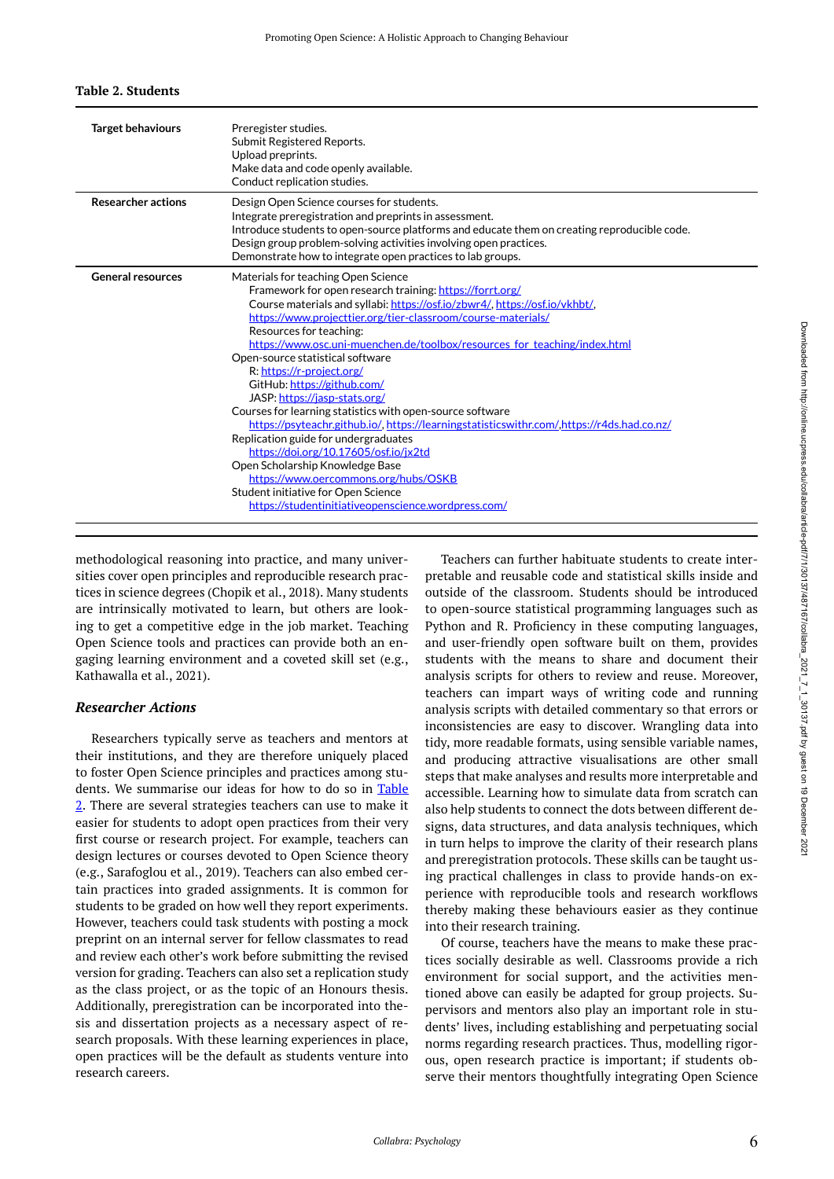**Table 2. Students**

| | |
|---|---|
| **Target behaviours** | Preregister studies.<br>Submit Registered Reports.<br>Upload preprints.<br>Make data and code openly available.<br>Conduct replication studies. |
| **Researcher actions** | Design Open Science courses for students.<br>Integrate preregistration and preprints in assessment.<br>Introduce students to open-source platforms and educate them on creating reproducible code.<br>Design group problem-solving activities involving open practices.<br>Demonstrate how to integrate open practices to lab groups. |
| **General resources** | Materials for teaching Open Science<br>Framework for open research training: https://forrt.org/<br>Course materials and syllabi: https://osf.io/zbwr4/, https://osf.io/vkhbt/, https://www.projecttier.org/tier-classroom/course-materials/<br>Resources for teaching: https://www.osc.uni-muenchen.de/toolbox/resources_for_teaching/index.html<br>Open-source statistical software<br>R: https://r-project.org/<br>GitHub: https://github.com/<br>JASP: https://jasp-stats.org/<br>Courses for learning statistics with open-source software<br>https://psyteachr.github.io/, https://learningstatisticswithr.com/,https://r4ds.had.co.nz/<br>Replication guide for undergraduates<br>https://doi.org/10.17605/osf.io/jx2td<br>Open Scholarship Knowledge Base<br>https://www.oercommons.org/hubs/OSKB<br>Student initiative for Open Science<br>https://studentinitiativeopenscience.wordpress.com/ |

methodological reasoning into practice, and many universities cover open principles and reproducible research practices in science degrees (Chopik et al., 2018). Many students are intrinsically motivated to learn, but others are looking to get a competitive edge in the job market. Teaching Open Science tools and practices can provide both an engaging learning environment and a coveted skill set (e.g., Kathawalla et al., 2021).

### *Researcher Actions*

Researchers typically serve as teachers and mentors at their institutions, and they are therefore uniquely placed to foster Open Science principles and practices among students. We summarise our ideas for how to do so in Table 2. There are several strategies teachers can use to make it easier for students to adopt open practices from their very first course or research project. For example, teachers can design lectures or courses devoted to Open Science theory (e.g., Sarafoglou et al., 2019). Teachers can also embed certain practices into graded assignments. It is common for students to be graded on how well they report experiments. However, teachers could task students with posting a mock preprint on an internal server for fellow classmates to read and review each other's work before submitting the revised version for grading. Teachers can also set a replication study as the class project, or as the topic of an Honours thesis. Additionally, preregistration can be incorporated into thesis and dissertation projects as a necessary aspect of research proposals. With these learning experiences in place, open practices will be the default as students venture into research careers.

Teachers can further habituate students to create interpretable and reusable code and statistical skills inside and outside of the classroom. Students should be introduced to open-source statistical programming languages such as Python and R. Proficiency in these computing languages, and user-friendly open software built on them, provides students with the means to share and document their analysis scripts for others to review and reuse. Moreover, teachers can impart ways of writing code and running analysis scripts with detailed commentary so that errors or inconsistencies are easy to discover. Wrangling data into tidy, more readable formats, using sensible variable names, and producing attractive visualisations are other small steps that make analyses and results more interpretable and accessible. Learning how to simulate data from scratch can also help students to connect the dots between different designs, data structures, and data analysis techniques, which in turn helps to improve the clarity of their research plans and preregistration protocols. These skills can be taught using practical challenges in class to provide hands-on experience with reproducible tools and research workflows thereby making these behaviours easier as they continue into their research training.

Of course, teachers have the means to make these practices socially desirable as well. Classrooms provide a rich environment for social support, and the activities mentioned above can easily be adapted for group projects. Supervisors and mentors also play an important role in students' lives, including establishing and perpetuating social norms regarding research practices. Thus, modelling rigorous, open research practice is important; if students observe their mentors thoughtfully integrating Open Science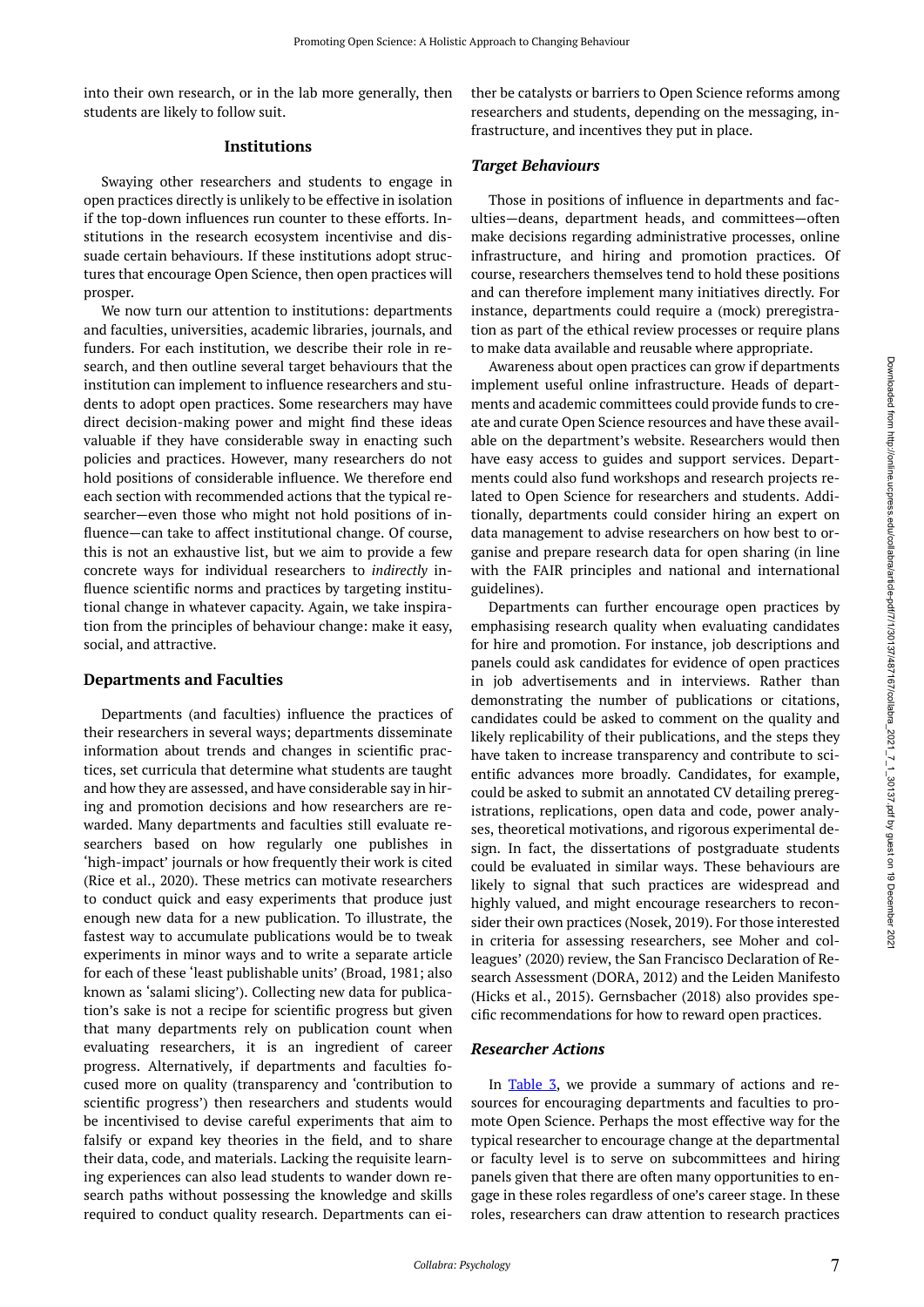into their own research, or in the lab more generally, then students are likely to follow suit.

### Institutions

Swaying other researchers and students to engage in open practices directly is unlikely to be effective in isolation if the top-down influences run counter to these efforts. Institutions in the research ecosystem incentivise and dissuade certain behaviours. If these institutions adopt structures that encourage Open Science, then open practices will prosper.

We now turn our attention to institutions: departments and faculties, universities, academic libraries, journals, and funders. For each institution, we describe their role in research, and then outline several target behaviours that the institution can implement to influence researchers and students to adopt open practices. Some researchers may have direct decision-making power and might find these ideas valuable if they have considerable sway in enacting such policies and practices. However, many researchers do not hold positions of considerable influence. We therefore end each section with recommended actions that the typical researcher—even those who might not hold positions of influence—can take to affect institutional change. Of course, this is not an exhaustive list, but we aim to provide a few concrete ways for individual researchers to *indirectly* influence scientific norms and practices by targeting institutional change in whatever capacity. Again, we take inspiration from the principles of behaviour change: make it easy, social, and attractive.

## Departments and Faculties

Departments (and faculties) influence the practices of their researchers in several ways; departments disseminate information about trends and changes in scientific practices, set curricula that determine what students are taught and how they are assessed, and have considerable say in hiring and promotion decisions and how researchers are rewarded. Many departments and faculties still evaluate researchers based on how regularly one publishes in 'high-impact' journals or how frequently their work is cited (Rice et al., 2020). These metrics can motivate researchers to conduct quick and easy experiments that produce just enough new data for a new publication. To illustrate, the fastest way to accumulate publications would be to tweak experiments in minor ways and to write a separate article for each of these 'least publishable units' (Broad, 1981; also known as 'salami slicing'). Collecting new data for publication's sake is not a recipe for scientific progress but given that many departments rely on publication count when evaluating researchers, it is an ingredient of career progress. Alternatively, if departments and faculties focused more on quality (transparency and 'contribution to scientific progress') then researchers and students would be incentivised to devise careful experiments that aim to falsify or expand key theories in the field, and to share their data, code, and materials. Lacking the requisite learning experiences can also lead students to wander down research paths without possessing the knowledge and skills required to conduct quality research. Departments can either be catalysts or barriers to Open Science reforms among researchers and students, depending on the messaging, infrastructure, and incentives they put in place.

### *Target Behaviours*

Those in positions of influence in departments and faculties—deans, department heads, and committees—often make decisions regarding administrative processes, online infrastructure, and hiring and promotion practices. Of course, researchers themselves tend to hold these positions and can therefore implement many initiatives directly. For instance, departments could require a (mock) preregistration as part of the ethical review processes or require plans to make data available and reusable where appropriate.

Awareness about open practices can grow if departments implement useful online infrastructure. Heads of departments and academic committees could provide funds to create and curate Open Science resources and have these available on the department's website. Researchers would then have easy access to guides and support services. Departments could also fund workshops and research projects related to Open Science for researchers and students. Additionally, departments could consider hiring an expert on data management to advise researchers on how best to organise and prepare research data for open sharing (in line with the FAIR principles and national and international guidelines).

Departments can further encourage open practices by emphasising research quality when evaluating candidates for hire and promotion. For instance, job descriptions and panels could ask candidates for evidence of open practices in job advertisements and in interviews. Rather than demonstrating the number of publications or citations, candidates could be asked to comment on the quality and likely replicability of their publications, and the steps they have taken to increase transparency and contribute to scientific advances more broadly. Candidates, for example, could be asked to submit an annotated CV detailing preregistrations, replications, open data and code, power analyses, theoretical motivations, and rigorous experimental design. In fact, the dissertations of postgraduate students could be evaluated in similar ways. These behaviours are likely to signal that such practices are widespread and highly valued, and might encourage researchers to reconsider their own practices (Nosek, 2019). For those interested in criteria for assessing researchers, see Moher and colleagues' (2020) review, the San Francisco Declaration of Research Assessment (DORA, 2012) and the Leiden Manifesto (Hicks et al., 2015). Gernsbacher (2018) also provides specific recommendations for how to reward open practices.

### *Researcher Actions*

In Table 3, we provide a summary of actions and resources for encouraging departments and faculties to promote Open Science. Perhaps the most effective way for the typical researcher to encourage change at the departmental or faculty level is to serve on subcommittees and hiring panels given that there are often many opportunities to engage in these roles regardless of one's career stage. In these roles, researchers can draw attention to research practices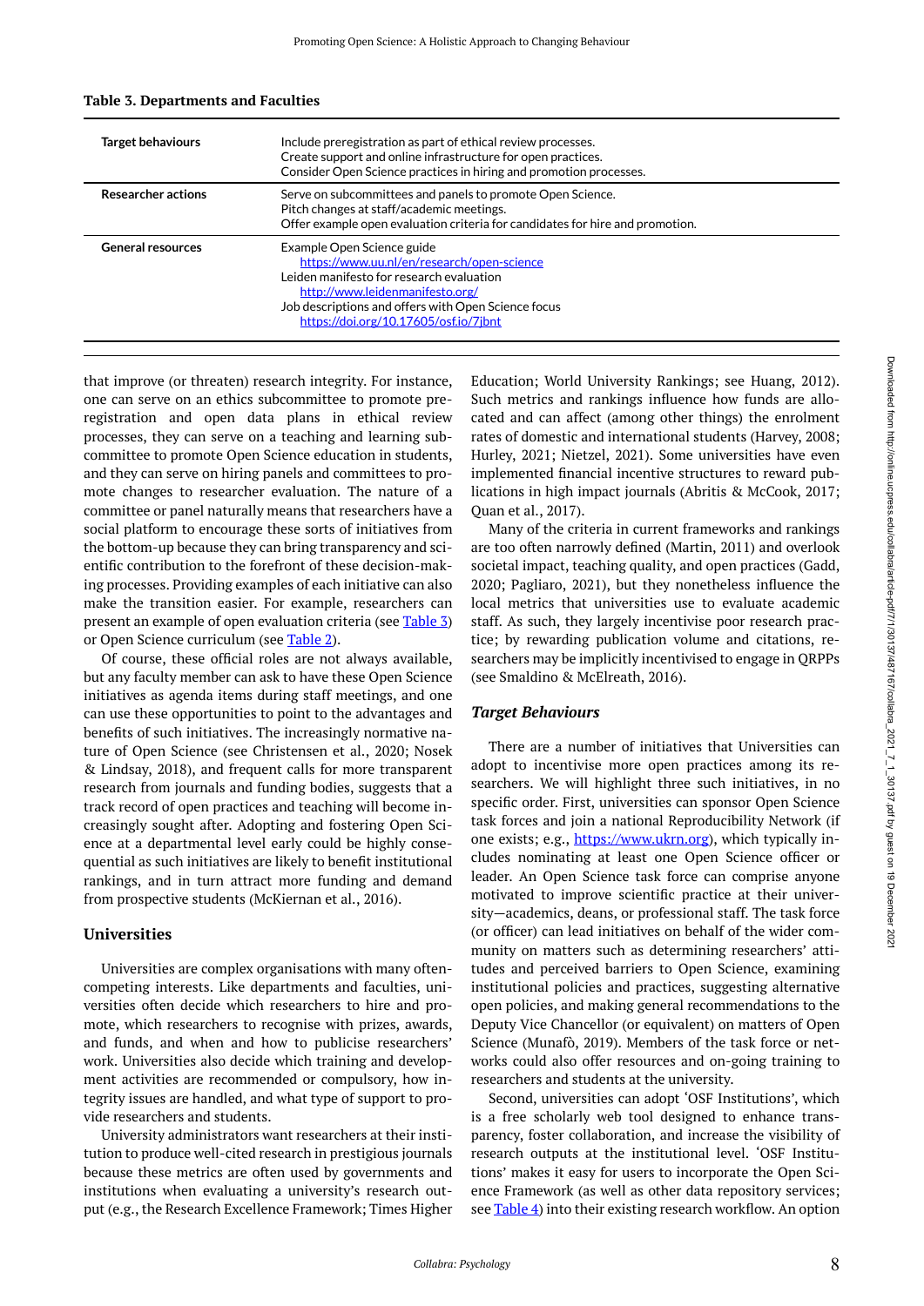**Table 3. Departments and Faculties**

| | |
|---|---|
| **Target behaviours** | Include preregistration as part of ethical review processes.<br>Create support and online infrastructure for open practices.<br>Consider Open Science practices in hiring and promotion processes. |
| **Researcher actions** | Serve on subcommittees and panels to promote Open Science.<br>Pitch changes at staff/academic meetings.<br>Offer example open evaluation criteria for candidates for hire and promotion. |
| **General resources** | Example Open Science guide<br>https://www.uu.nl/en/research/open-science<br>Leiden manifesto for research evaluation<br>http://www.leidenmanifesto.org/<br>Job descriptions and offers with Open Science focus<br>https://doi.org/10.17605/osf.io/7jbnt |

that improve (or threaten) research integrity. For instance, one can serve on an ethics subcommittee to promote preregistration and open data plans in ethical review processes, they can serve on a teaching and learning subcommittee to promote Open Science education in students, and they can serve on hiring panels and committees to promote changes to researcher evaluation. The nature of a committee or panel naturally means that researchers have a social platform to encourage these sorts of initiatives from the bottom-up because they can bring transparency and scientific contribution to the forefront of these decision-making processes. Providing examples of each initiative can also make the transition easier. For example, researchers can present an example of open evaluation criteria (see Table 3) or Open Science curriculum (see Table 2).

Of course, these official roles are not always available, but any faculty member can ask to have these Open Science initiatives as agenda items during staff meetings, and one can use these opportunities to point to the advantages and benefits of such initiatives. The increasingly normative nature of Open Science (see Christensen et al., 2020; Nosek & Lindsay, 2018), and frequent calls for more transparent research from journals and funding bodies, suggests that a track record of open practices and teaching will become increasingly sought after. Adopting and fostering Open Science at a departmental level early could be highly consequential as such initiatives are likely to benefit institutional rankings, and in turn attract more funding and demand from prospective students (McKiernan et al., 2016).

## Universities

Universities are complex organisations with many often-competing interests. Like departments and faculties, universities often decide which researchers to hire and promote, which researchers to recognise with prizes, awards, and funds, and when and how to publicise researchers' work. Universities also decide which training and development activities are recommended or compulsory, how integrity issues are handled, and what type of support to provide researchers and students.

University administrators want researchers at their institution to produce well-cited research in prestigious journals because these metrics are often used by governments and institutions when evaluating a university's research output (e.g., the Research Excellence Framework; Times Higher Education; World University Rankings; see Huang, 2012). Such metrics and rankings influence how funds are allocated and can affect (among other things) the enrolment rates of domestic and international students (Harvey, 2008; Hurley, 2021; Nietzel, 2021). Some universities have even implemented financial incentive structures to reward publications in high impact journals (Abritis & McCook, 2017; Quan et al., 2017).

Many of the criteria in current frameworks and rankings are too often narrowly defined (Martin, 2011) and overlook societal impact, teaching quality, and open practices (Gadd, 2020; Pagliaro, 2021), but they nonetheless influence the local metrics that universities use to evaluate academic staff. As such, they largely incentivise poor research practice; by rewarding publication volume and citations, researchers may be implicitly incentivised to engage in QRPPs (see Smaldino & McElreath, 2016).

### *Target Behaviours*

There are a number of initiatives that Universities can adopt to incentivise more open practices among its researchers. We will highlight three such initiatives, in no specific order. First, universities can sponsor Open Science task forces and join a national Reproducibility Network (if one exists; e.g., https://www.ukrn.org), which typically includes nominating at least one Open Science officer or leader. An Open Science task force can comprise anyone motivated to improve scientific practice at their university—academics, deans, or professional staff. The task force (or officer) can lead initiatives on behalf of the wider community on matters such as determining researchers' attitudes and perceived barriers to Open Science, examining institutional policies and practices, suggesting alternative open policies, and making general recommendations to the Deputy Vice Chancellor (or equivalent) on matters of Open Science (Munafò, 2019). Members of the task force or networks could also offer resources and on-going training to researchers and students at the university.

Second, universities can adopt 'OSF Institutions', which is a free scholarly web tool designed to enhance transparency, foster collaboration, and increase the visibility of research outputs at the institutional level. 'OSF Institutions' makes it easy for users to incorporate the Open Science Framework (as well as other data repository services; see Table 4) into their existing research workflow. An option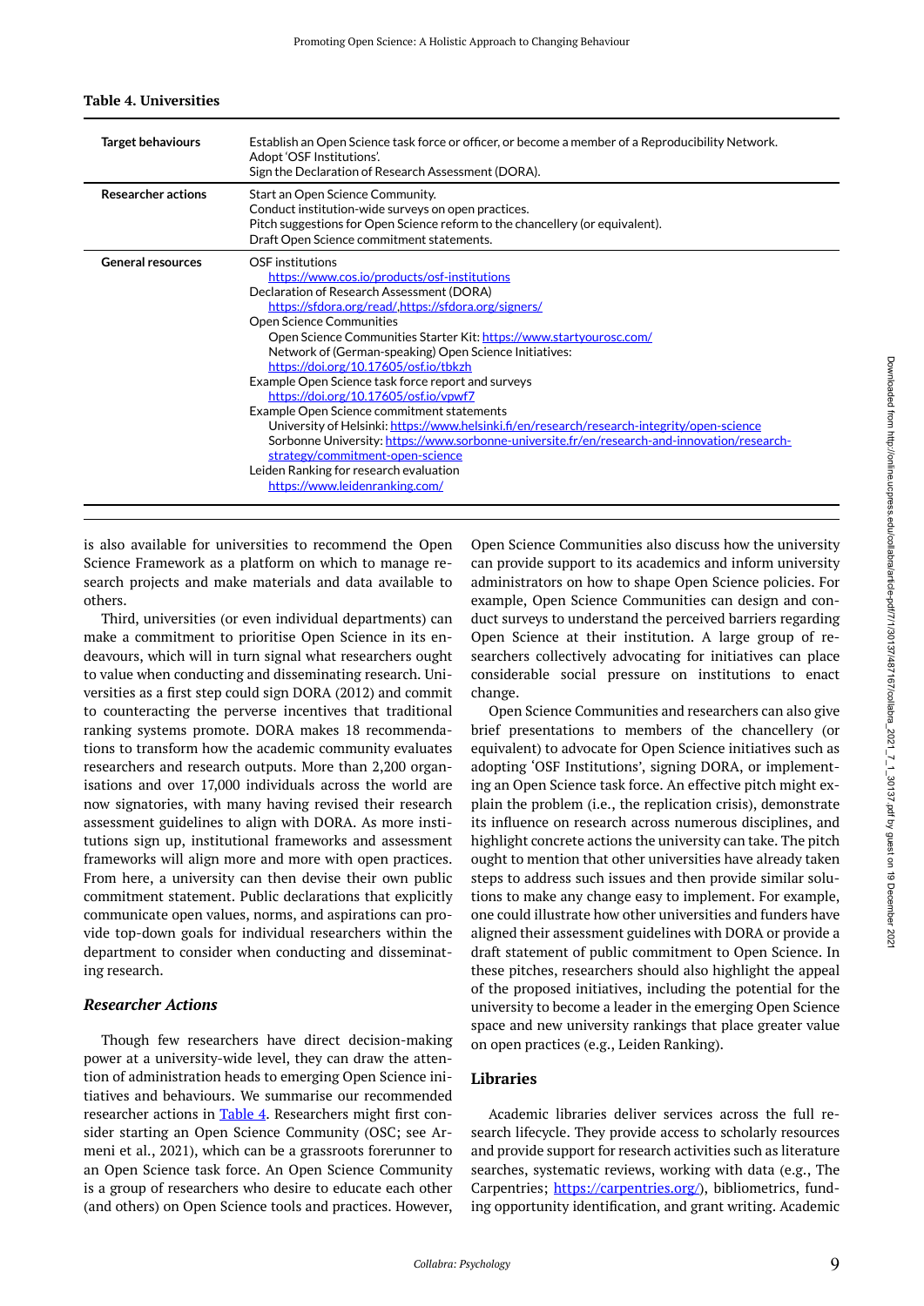**Table 4. Universities**

| | |
|---|---|
| **Target behaviours** | Establish an Open Science task force or officer, or become a member of a Reproducibility Network.<br>Adopt 'OSF Institutions'.<br>Sign the Declaration of Research Assessment (DORA). |
| **Researcher actions** | Start an Open Science Community.<br>Conduct institution-wide surveys on open practices.<br>Pitch suggestions for Open Science reform to the chancellery (or equivalent).<br>Draft Open Science commitment statements. |
| **General resources** | OSF institutions<br>https://www.cos.io/products/osf-institutions<br>Declaration of Research Assessment (DORA)<br>https://sfdora.org/read/,https://sfdora.org/signers/<br>Open Science Communities<br>Open Science Communities Starter Kit: https://www.startyourosc.com/<br>Network of (German-speaking) Open Science Initiatives:<br>https://doi.org/10.17605/osf.io/tbkzh<br>Example Open Science task force report and surveys<br>https://doi.org/10.17605/osf.io/vpwf7<br>Example Open Science commitment statements<br>University of Helsinki: https://www.helsinki.fi/en/research/research-integrity/open-science<br>Sorbonne University: https://www.sorbonne-universite.fr/en/research-and-innovation/research-strategy/commitment-open-science<br>Leiden Ranking for research evaluation<br>https://www.leidenranking.com/ |

is also available for universities to recommend the Open Science Framework as a platform on which to manage research projects and make materials and data available to others.

Third, universities (or even individual departments) can make a commitment to prioritise Open Science in its endeavours, which will in turn signal what researchers ought to value when conducting and disseminating research. Universities as a first step could sign DORA (2012) and commit to counteracting the perverse incentives that traditional ranking systems promote. DORA makes 18 recommendations to transform how the academic community evaluates researchers and research outputs. More than 2,200 organisations and over 17,000 individuals across the world are now signatories, with many having revised their research assessment guidelines to align with DORA. As more institutions sign up, institutional frameworks and assessment frameworks will align more and more with open practices. From here, a university can then devise their own public commitment statement. Public declarations that explicitly communicate open values, norms, and aspirations can provide top-down goals for individual researchers within the department to consider when conducting and disseminating research.

### *Researcher Actions*

Though few researchers have direct decision-making power at a university-wide level, they can draw the attention of administration heads to emerging Open Science initiatives and behaviours. We summarise our recommended researcher actions in Table 4. Researchers might first consider starting an Open Science Community (OSC; see Armeni et al., 2021), which can be a grassroots forerunner to an Open Science task force. An Open Science Community is a group of researchers who desire to educate each other (and others) on Open Science tools and practices. However, Open Science Communities also discuss how the university can provide support to its academics and inform university administrators on how to shape Open Science policies. For example, Open Science Communities can design and conduct surveys to understand the perceived barriers regarding Open Science at their institution. A large group of researchers collectively advocating for initiatives can place considerable social pressure on institutions to enact change.

Open Science Communities and researchers can also give brief presentations to members of the chancellery (or equivalent) to advocate for Open Science initiatives such as adopting 'OSF Institutions', signing DORA, or implementing an Open Science task force. An effective pitch might explain the problem (i.e., the replication crisis), demonstrate its influence on research across numerous disciplines, and highlight concrete actions the university can take. The pitch ought to mention that other universities have already taken steps to address such issues and then provide similar solutions to make any change easy to implement. For example, one could illustrate how other universities and funders have aligned their assessment guidelines with DORA or provide a draft statement of public commitment to Open Science. In these pitches, researchers should also highlight the appeal of the proposed initiatives, including the potential for the university to become a leader in the emerging Open Science space and new university rankings that place greater value on open practices (e.g., Leiden Ranking).

## Libraries

Academic libraries deliver services across the full research lifecycle. They provide access to scholarly resources and provide support for research activities such as literature searches, systematic reviews, working with data (e.g., The Carpentries; https://carpentries.org/), bibliometrics, funding opportunity identification, and grant writing. Academic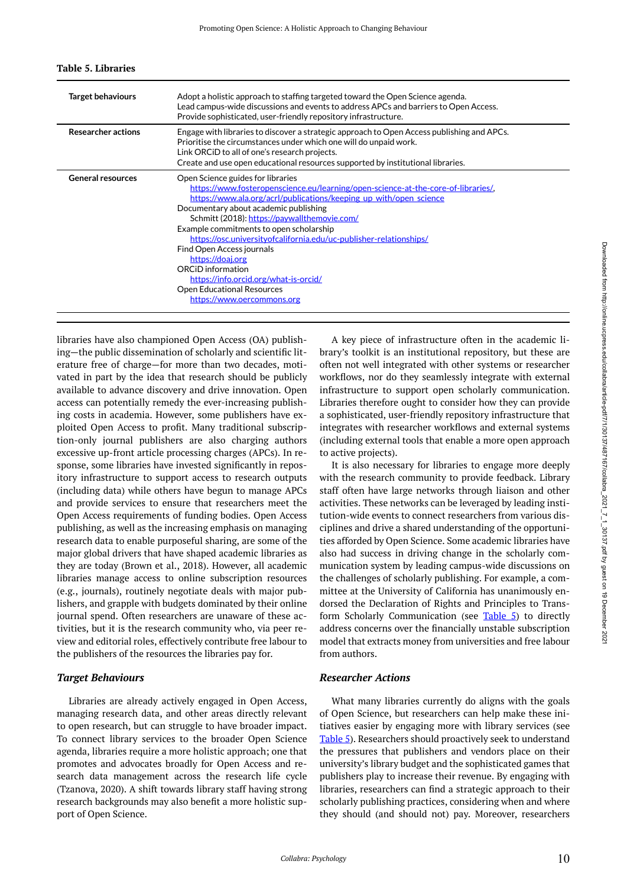**Table 5. Libraries**

| | |
|---|---|
| **Target behaviours** | Adopt a holistic approach to staffing targeted toward the Open Science agenda.<br>Lead campus-wide discussions and events to address APCs and barriers to Open Access.<br>Provide sophisticated, user-friendly repository infrastructure. |
| **Researcher actions** | Engage with libraries to discover a strategic approach to Open Access publishing and APCs.<br>Prioritise the circumstances under which one will do unpaid work.<br>Link ORCiD to all of one's research projects.<br>Create and use open educational resources supported by institutional libraries. |
| **General resources** | Open Science guides for libraries<br>https://www.fosteropenscience.eu/learning/open-science-at-the-core-of-libraries/,<br>https://www.ala.org/acrl/publications/keeping_up_with/open_science<br>Documentary about academic publishing<br>Schmitt (2018): https://paywallthemovie.com/<br>Example commitments to open scholarship<br>https://osc.universityofcalifornia.edu/uc-publisher-relationships/<br>Find Open Access journals<br>https://doaj.org<br>ORCiD information<br>https://info.orcid.org/what-is-orcid/<br>Open Educational Resources<br>https://www.oercommons.org |

libraries have also championed Open Access (OA) publishing—the public dissemination of scholarly and scientific literature free of charge—for more than two decades, motivated in part by the idea that research should be publicly available to advance discovery and drive innovation. Open access can potentially remedy the ever-increasing publishing costs in academia. However, some publishers have exploited Open Access to profit. Many traditional subscription-only journal publishers are also charging authors excessive up-front article processing charges (APCs). In response, some libraries have invested significantly in repository infrastructure to support access to research outputs (including data) while others have begun to manage APCs and provide services to ensure that researchers meet the Open Access requirements of funding bodies. Open Access publishing, as well as the increasing emphasis on managing research data to enable purposeful sharing, are some of the major global drivers that have shaped academic libraries as they are today (Brown et al., 2018). However, all academic libraries manage access to online subscription resources (e.g., journals), routinely negotiate deals with major publishers, and grapple with budgets dominated by their online journal spend. Often researchers are unaware of these activities, but it is the research community who, via peer review and editorial roles, effectively contribute free labour to the publishers of the resources the libraries pay for.

### *Target Behaviours*

Libraries are already actively engaged in Open Access, managing research data, and other areas directly relevant to open research, but can struggle to have broader impact. To connect library services to the broader Open Science agenda, libraries require a more holistic approach; one that promotes and advocates broadly for Open Access and research data management across the research life cycle (Tzanova, 2020). A shift towards library staff having strong research backgrounds may also benefit a more holistic support of Open Science.

A key piece of infrastructure often in the academic library's toolkit is an institutional repository, but these are often not well integrated with other systems or researcher workflows, nor do they seamlessly integrate with external infrastructure to support open scholarly communication. Libraries therefore ought to consider how they can provide a sophisticated, user-friendly repository infrastructure that integrates with researcher workflows and external systems (including external tools that enable a more open approach to active projects).

It is also necessary for libraries to engage more deeply with the research community to provide feedback. Library staff often have large networks through liaison and other activities. These networks can be leveraged by leading institution-wide events to connect researchers from various disciplines and drive a shared understanding of the opportunities afforded by Open Science. Some academic libraries have also had success in driving change in the scholarly communication system by leading campus-wide discussions on the challenges of scholarly publishing. For example, a committee at the University of California has unanimously endorsed the Declaration of Rights and Principles to Transform Scholarly Communication (see Table 5) to directly address concerns over the financially unstable subscription model that extracts money from universities and free labour from authors.

### *Researcher Actions*

What many libraries currently do aligns with the goals of Open Science, but researchers can help make these initiatives easier by engaging more with library services (see Table 5). Researchers should proactively seek to understand the pressures that publishers and vendors place on their university's library budget and the sophisticated games that publishers play to increase their revenue. By engaging with libraries, researchers can find a strategic approach to their scholarly publishing practices, considering when and where they should (and should not) pay. Moreover, researchers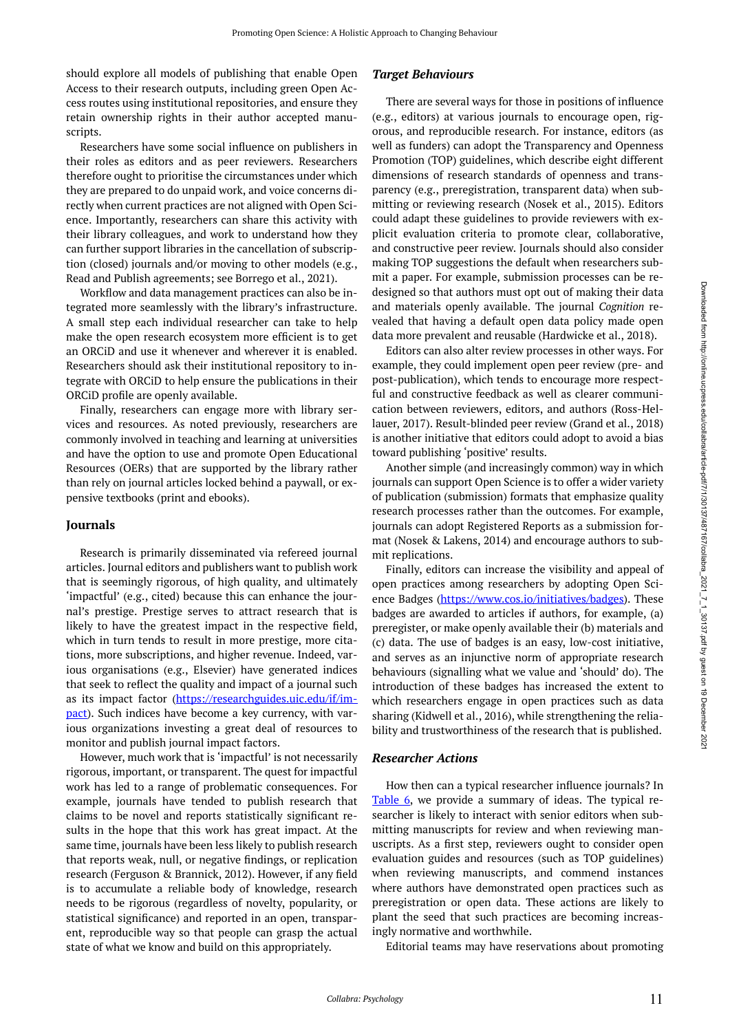should explore all models of publishing that enable Open Access to their research outputs, including green Open Access routes using institutional repositories, and ensure they retain ownership rights in their author accepted manuscripts.

Researchers have some social influence on publishers in their roles as editors and as peer reviewers. Researchers therefore ought to prioritise the circumstances under which they are prepared to do unpaid work, and voice concerns directly when current practices are not aligned with Open Science. Importantly, researchers can share this activity with their library colleagues, and work to understand how they can further support libraries in the cancellation of subscription (closed) journals and/or moving to other models (e.g., Read and Publish agreements; see Borrego et al., 2021).

Workflow and data management practices can also be integrated more seamlessly with the library's infrastructure. A small step each individual researcher can take to help make the open research ecosystem more efficient is to get an ORCiD and use it whenever and wherever it is enabled. Researchers should ask their institutional repository to integrate with ORCiD to help ensure the publications in their ORCiD profile are openly available.

Finally, researchers can engage more with library services and resources. As noted previously, researchers are commonly involved in teaching and learning at universities and have the option to use and promote Open Educational Resources (OERs) that are supported by the library rather than rely on journal articles locked behind a paywall, or expensive textbooks (print and ebooks).

## Journals

Research is primarily disseminated via refereed journal articles. Journal editors and publishers want to publish work that is seemingly rigorous, of high quality, and ultimately 'impactful' (e.g., cited) because this can enhance the journal's prestige. Prestige serves to attract research that is likely to have the greatest impact in the respective field, which in turn tends to result in more prestige, more citations, more subscriptions, and higher revenue. Indeed, various organisations (e.g., Elsevier) have generated indices that seek to reflect the quality and impact of a journal such as its impact factor (https://researchguides.uic.edu/if/impact). Such indices have become a key currency, with various organizations investing a great deal of resources to monitor and publish journal impact factors.

However, much work that is 'impactful' is not necessarily rigorous, important, or transparent. The quest for impactful work has led to a range of problematic consequences. For example, journals have tended to publish research that claims to be novel and reports statistically significant results in the hope that this work has great impact. At the same time, journals have been less likely to publish research that reports weak, null, or negative findings, or replication research (Ferguson & Brannick, 2012). However, if any field is to accumulate a reliable body of knowledge, research needs to be rigorous (regardless of novelty, popularity, or statistical significance) and reported in an open, transparent, reproducible way so that people can grasp the actual state of what we know and build on this appropriately.

### *Target Behaviours*

There are several ways for those in positions of influence (e.g., editors) at various journals to encourage open, rigorous, and reproducible research. For instance, editors (as well as funders) can adopt the Transparency and Openness Promotion (TOP) guidelines, which describe eight different dimensions of research standards of openness and transparency (e.g., preregistration, transparent data) when submitting or reviewing research (Nosek et al., 2015). Editors could adapt these guidelines to provide reviewers with explicit evaluation criteria to promote clear, collaborative, and constructive peer review. Journals should also consider making TOP suggestions the default when researchers submit a paper. For example, submission processes can be redesigned so that authors must opt out of making their data and materials openly available. The journal *Cognition* revealed that having a default open data policy made open data more prevalent and reusable (Hardwicke et al., 2018).

Editors can also alter review processes in other ways. For example, they could implement open peer review (pre- and post-publication), which tends to encourage more respectful and constructive feedback as well as clearer communication between reviewers, editors, and authors (Ross-Hellauer, 2017). Result-blinded peer review (Grand et al., 2018) is another initiative that editors could adopt to avoid a bias toward publishing 'positive' results.

Another simple (and increasingly common) way in which journals can support Open Science is to offer a wider variety of publication (submission) formats that emphasize quality research processes rather than the outcomes. For example, journals can adopt Registered Reports as a submission format (Nosek & Lakens, 2014) and encourage authors to submit replications.

Finally, editors can increase the visibility and appeal of open practices among researchers by adopting Open Science Badges (https://www.cos.io/initiatives/badges). These badges are awarded to articles if authors, for example, (a) preregister, or make openly available their (b) materials and (c) data. The use of badges is an easy, low-cost initiative, and serves as an injunctive norm of appropriate research behaviours (signalling what we value and 'should' do). The introduction of these badges has increased the extent to which researchers engage in open practices such as data sharing (Kidwell et al., 2016), while strengthening the reliability and trustworthiness of the research that is published.

### *Researcher Actions*

How then can a typical researcher influence journals? In Table 6, we provide a summary of ideas. The typical researcher is likely to interact with senior editors when submitting manuscripts for review and when reviewing manuscripts. As a first step, reviewers ought to consider open evaluation guides and resources (such as TOP guidelines) when reviewing manuscripts, and commend instances where authors have demonstrated open practices such as preregistration or open data. These actions are likely to plant the seed that such practices are becoming increasingly normative and worthwhile.

Editorial teams may have reservations about promoting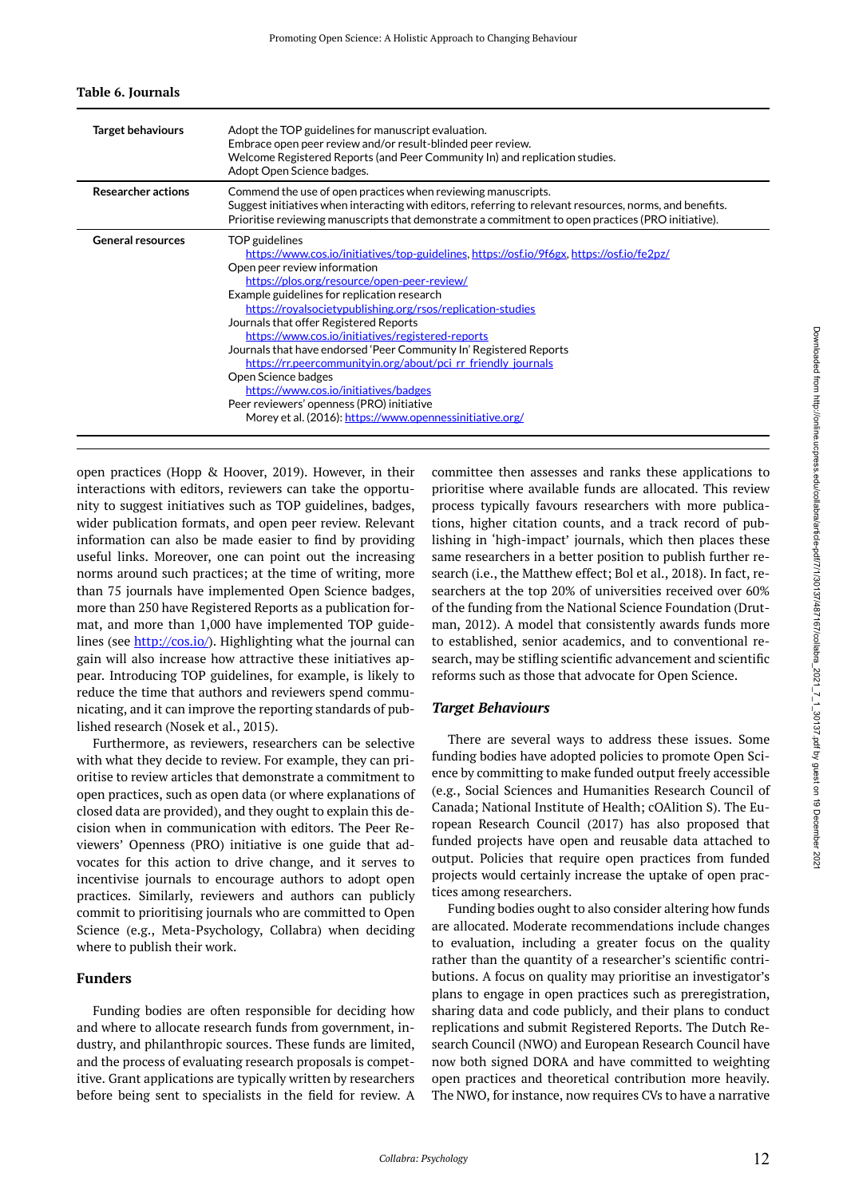**Table 6. Journals**

| | |
|---|---|
| **Target behaviours** | Adopt the TOP guidelines for manuscript evaluation.<br>Embrace open peer review and/or result-blinded peer review.<br>Welcome Registered Reports (and Peer Community In) and replication studies.<br>Adopt Open Science badges. |
| **Researcher actions** | Commend the use of open practices when reviewing manuscripts.<br>Suggest initiatives when interacting with editors, referring to relevant resources, norms, and benefits.<br>Prioritise reviewing manuscripts that demonstrate a commitment to open practices (PRO initiative). |
| **General resources** | TOP guidelines<br>https://www.cos.io/initiatives/top-guidelines, https://osf.io/9f6gx, https://osf.io/fe2pz/<br>Open peer review information<br>https://plos.org/resource/open-peer-review/<br>Example guidelines for replication research<br>https://royalsocietypublishing.org/rsos/replication-studies<br>Journals that offer Registered Reports<br>https://www.cos.io/initiatives/registered-reports<br>Journals that have endorsed 'Peer Community In' Registered Reports<br>https://rr.peercommunityin.org/about/pci_rr_friendly_journals<br>Open Science badges<br>https://www.cos.io/initiatives/badges<br>Peer reviewers' openness (PRO) initiative<br>Morey et al. (2016): https://www.opennessinitiative.org/ |

open practices (Hopp & Hoover, 2019). However, in their interactions with editors, reviewers can take the opportunity to suggest initiatives such as TOP guidelines, badges, wider publication formats, and open peer review. Relevant information can also be made easier to find by providing useful links. Moreover, one can point out the increasing norms around such practices; at the time of writing, more than 75 journals have implemented Open Science badges, more than 250 have Registered Reports as a publication format, and more than 1,000 have implemented TOP guidelines (see http://cos.io/). Highlighting what the journal can gain will also increase how attractive these initiatives appear. Introducing TOP guidelines, for example, is likely to reduce the time that authors and reviewers spend communicating, and it can improve the reporting standards of published research (Nosek et al., 2015).

Furthermore, as reviewers, researchers can be selective with what they decide to review. For example, they can prioritise to review articles that demonstrate a commitment to open practices, such as open data (or where explanations of closed data are provided), and they ought to explain this decision when in communication with editors. The Peer Reviewers' Openness (PRO) initiative is one guide that advocates for this action to drive change, and it serves to incentivise journals to encourage authors to adopt open practices. Similarly, reviewers and authors can publicly commit to prioritising journals who are committed to Open Science (e.g., Meta-Psychology, Collabra) when deciding where to publish their work.

## Funders

Funding bodies are often responsible for deciding how and where to allocate research funds from government, industry, and philanthropic sources. These funds are limited, and the process of evaluating research proposals is competitive. Grant applications are typically written by researchers before being sent to specialists in the field for review. A committee then assesses and ranks these applications to prioritise where available funds are allocated. This review process typically favours researchers with more publications, higher citation counts, and a track record of publishing in 'high-impact' journals, which then places these same researchers in a better position to publish further research (i.e., the Matthew effect; Bol et al., 2018). In fact, researchers at the top 20% of universities received over 60% of the funding from the National Science Foundation (Drutman, 2012). A model that consistently awards funds more to established, senior academics, and to conventional research, may be stifling scientific advancement and scientific reforms such as those that advocate for Open Science.

### *Target Behaviours*

There are several ways to address these issues. Some funding bodies have adopted policies to promote Open Science by committing to make funded output freely accessible (e.g., Social Sciences and Humanities Research Council of Canada; National Institute of Health; cOAlition S). The European Research Council (2017) has also proposed that funded projects have open and reusable data attached to output. Policies that require open practices from funded projects would certainly increase the uptake of open practices among researchers.

Funding bodies ought to also consider altering how funds are allocated. Moderate recommendations include changes to evaluation, including a greater focus on the quality rather than the quantity of a researcher's scientific contributions. A focus on quality may prioritise an investigator's plans to engage in open practices such as preregistration, sharing data and code publicly, and their plans to conduct replications and submit Registered Reports. The Dutch Research Council (NWO) and European Research Council have now both signed DORA and have committed to weighting open practices and theoretical contribution more heavily. The NWO, for instance, now requires CVs to have a narrative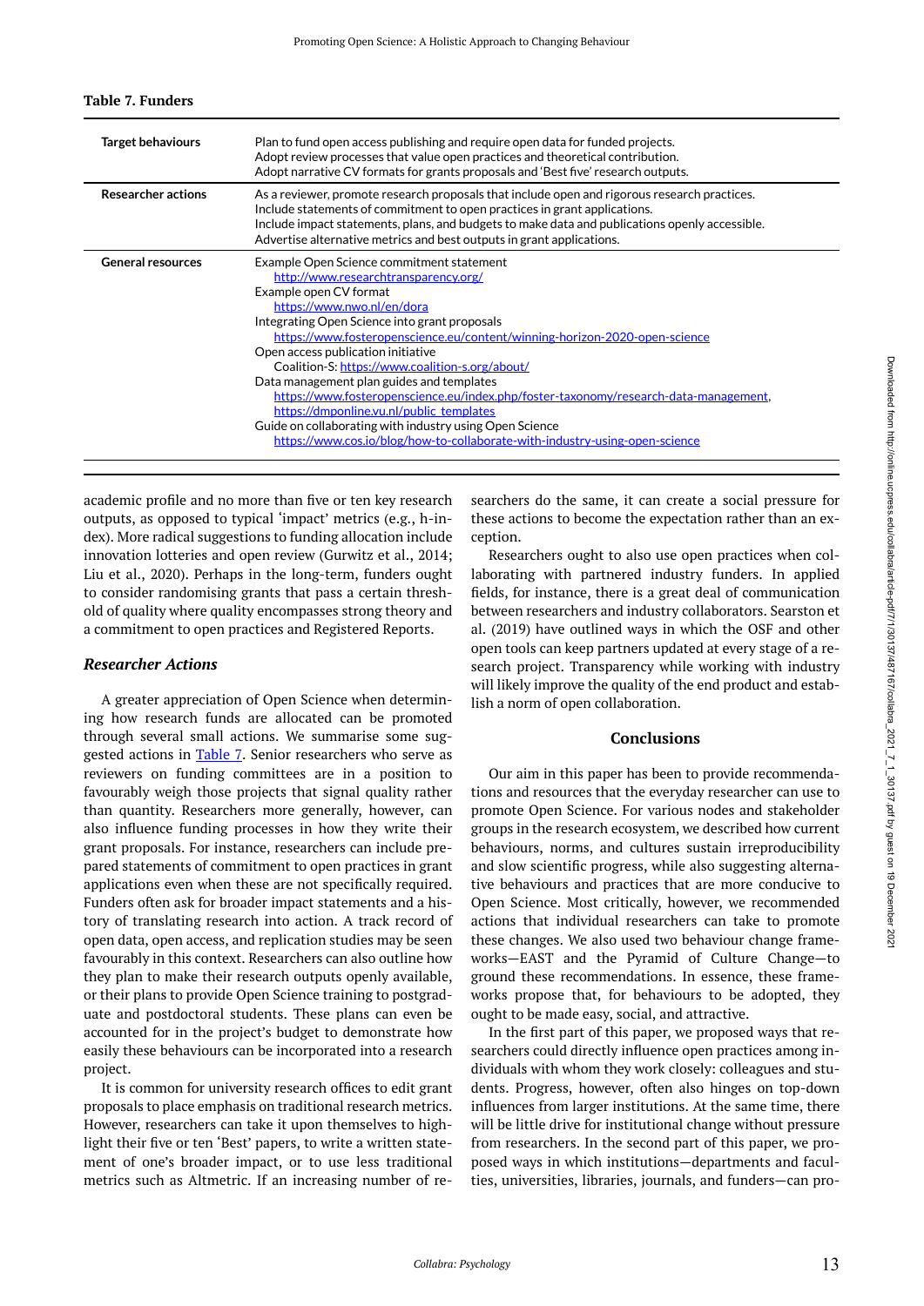**Table 7. Funders**

| | |
|---|---|
| **Target behaviours** | Plan to fund open access publishing and require open data for funded projects.<br>Adopt review processes that value open practices and theoretical contribution.<br>Adopt narrative CV formats for grants proposals and 'Best five' research outputs. |
| **Researcher actions** | As a reviewer, promote research proposals that include open and rigorous research practices.<br>Include statements of commitment to open practices in grant applications.<br>Include impact statements, plans, and budgets to make data and publications openly accessible.<br>Advertise alternative metrics and best outputs in grant applications. |
| **General resources** | Example Open Science commitment statement<br>http://www.researchtransparency.org/<br>Example open CV format<br>https://www.nwo.nl/en/dora<br>Integrating Open Science into grant proposals<br>https://www.fosteropenscience.eu/content/winning-horizon-2020-open-science<br>Open access publication initiative<br>Coalition-S: https://www.coalition-s.org/about/<br>Data management plan guides and templates<br>https://www.fosteropenscience.eu/index.php/foster-taxonomy/research-data-management, https://dmponline.vu.nl/public_templates<br>Guide on collaborating with industry using Open Science<br>https://www.cos.io/blog/how-to-collaborate-with-industry-using-open-science |

academic profile and no more than five or ten key research outputs, as opposed to typical 'impact' metrics (e.g., h-index). More radical suggestions to funding allocation include innovation lotteries and open review (Gurwitz et al., 2014; Liu et al., 2020). Perhaps in the long-term, funders ought to consider randomising grants that pass a certain threshold of quality where quality encompasses strong theory and a commitment to open practices and Registered Reports.

### *Researcher Actions*

A greater appreciation of Open Science when determining how research funds are allocated can be promoted through several small actions. We summarise some suggested actions in Table 7. Senior researchers who serve as reviewers on funding committees are in a position to favourably weigh those projects that signal quality rather than quantity. Researchers more generally, however, can also influence funding processes in how they write their grant proposals. For instance, researchers can include prepared statements of commitment to open practices in grant applications even when these are not specifically required. Funders often ask for broader impact statements and a history of translating research into action. A track record of open data, open access, and replication studies may be seen favourably in this context. Researchers can also outline how they plan to make their research outputs openly available, or their plans to provide Open Science training to postgraduate and postdoctoral students. These plans can even be accounted for in the project's budget to demonstrate how easily these behaviours can be incorporated into a research project.

It is common for university research offices to edit grant proposals to place emphasis on traditional research metrics. However, researchers can take it upon themselves to highlight their five or ten 'Best' papers, to write a written statement of one's broader impact, or to use less traditional metrics such as Altmetric. If an increasing number of researchers do the same, it can create a social pressure for these actions to become the expectation rather than an exception.

Researchers ought to also use open practices when collaborating with partnered industry funders. In applied fields, for instance, there is a great deal of communication between researchers and industry collaborators. Searston et al. (2019) have outlined ways in which the OSF and other open tools can keep partners updated at every stage of a research project. Transparency while working with industry will likely improve the quality of the end product and establish a norm of open collaboration.

## Conclusions

Our aim in this paper has been to provide recommendations and resources that the everyday researcher can use to promote Open Science. For various nodes and stakeholder groups in the research ecosystem, we described how current behaviours, norms, and cultures sustain irreproducibility and slow scientific progress, while also suggesting alternative behaviours and practices that are more conducive to Open Science. Most critically, however, we recommended actions that individual researchers can take to promote these changes. We also used two behaviour change frameworks—EAST and the Pyramid of Culture Change—to ground these recommendations. In essence, these frameworks propose that, for behaviours to be adopted, they ought to be made easy, social, and attractive.

In the first part of this paper, we proposed ways that researchers could directly influence open practices among individuals with whom they work closely: colleagues and students. Progress, however, often also hinges on top-down influences from larger institutions. At the same time, there will be little drive for institutional change without pressure from researchers. In the second part of this paper, we proposed ways in which institutions—departments and faculties, universities, libraries, journals, and funders—can pro-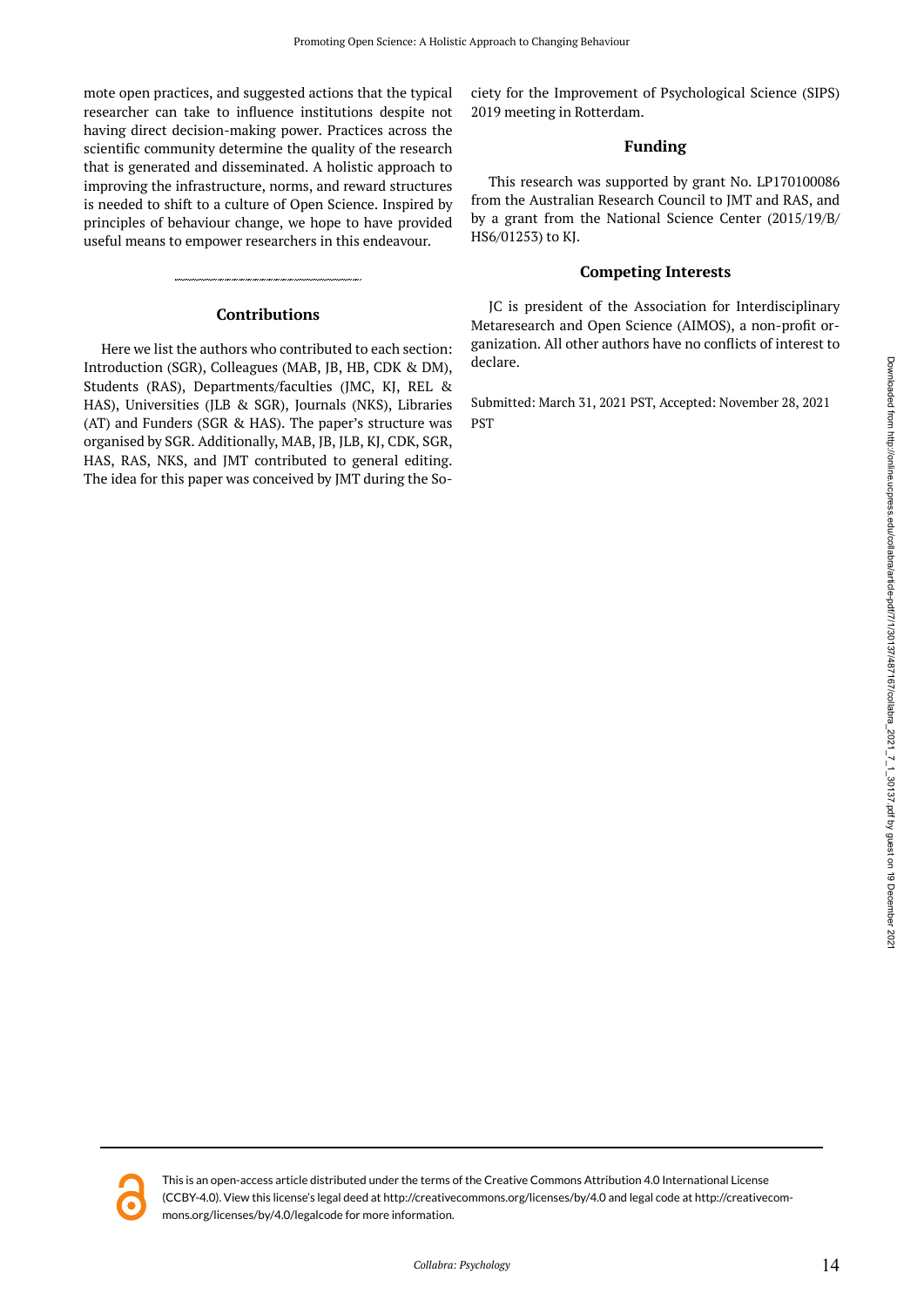mote open practices, and suggested actions that the typical researcher can take to influence institutions despite not having direct decision-making power. Practices across the scientific community determine the quality of the research that is generated and disseminated. A holistic approach to improving the infrastructure, norms, and reward structures is needed to shift to a culture of Open Science. Inspired by principles of behaviour change, we hope to have provided useful means to empower researchers in this endeavour.

## Contributions

Here we list the authors who contributed to each section: Introduction (SGR), Colleagues (MAB, JB, HB, CDK & DM), Students (RAS), Departments/faculties (JMC, KJ, REL & HAS), Universities (JLB & SGR), Journals (NKS), Libraries (AT) and Funders (SGR & HAS). The paper's structure was organised by SGR. Additionally, MAB, JB, JLB, KJ, CDK, SGR, HAS, RAS, NKS, and JMT contributed to general editing. The idea for this paper was conceived by JMT during the Society for the Improvement of Psychological Science (SIPS) 2019 meeting in Rotterdam.

## Funding

This research was supported by grant No. LP170100086 from the Australian Research Council to JMT and RAS, and by a grant from the National Science Center (2015/19/B/HS6/01253) to KJ.

## Competing Interests

JC is president of the Association for Interdisciplinary Metaresearch and Open Science (AIMOS), a non-profit organization. All other authors have no conflicts of interest to declare.

Submitted: March 31, 2021 PST, Accepted: November 28, 2021 PST

This is an open-access article distributed under the terms of the Creative Commons Attribution 4.0 International License (CCBY-4.0). View this license's legal deed at http://creativecommons.org/licenses/by/4.0 and legal code at http://creativecommons.org/licenses/by/4.0/legalcode for more information.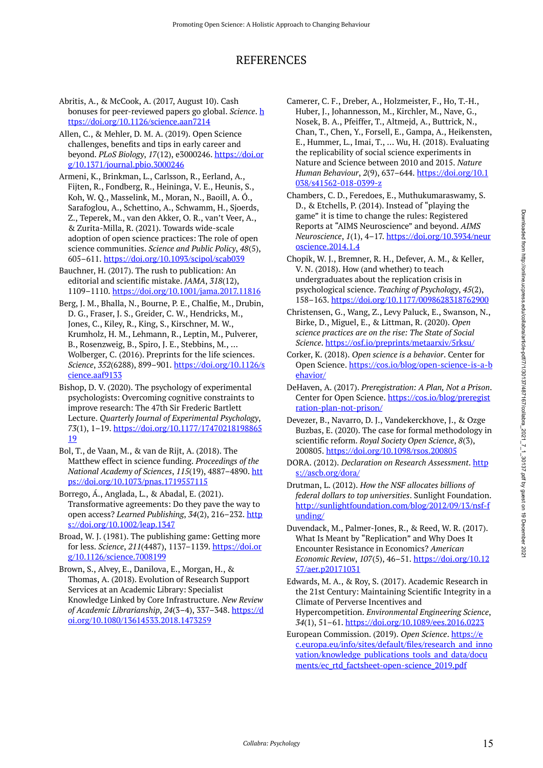# REFERENCES

Abritis, A., & McCook, A. (2017, August 10). Cash bonuses for peer-reviewed papers go global. *Science*. https://doi.org/10.1126/science.aan7214

Allen, C., & Mehler, D. M. A. (2019). Open Science challenges, benefits and tips in early career and beyond. *PLoS Biology*, *17*(12), e3000246. https://doi.org/10.1371/journal.pbio.3000246

Armeni, K., Brinkman, L., Carlsson, R., Eerland, A., Fijten, R., Fondberg, R., Heininga, V. E., Heunis, S., Koh, W. Q., Masselink, M., Moran, N., Baoill, A. Ó., Sarafoglou, A., Schettino, A., Schwamm, H., Sjoerds, Z., Teperek, M., van den Akker, O. R., van't Veer, A., & Zurita-Milla, R. (2021). Towards wide-scale adoption of open science practices: The role of open science communities. *Science and Public Policy*, *48*(5), 605–611. https://doi.org/10.1093/scipol/scab039

Bauchner, H. (2017). The rush to publication: An editorial and scientific mistake. *JAMA*, *318*(12), 1109–1110. https://doi.org/10.1001/jama.2017.11816

Berg, J. M., Bhalla, N., Bourne, P. E., Chalfie, M., Drubin, D. G., Fraser, J. S., Greider, C. W., Hendricks, M., Jones, C., Kiley, R., King, S., Kirschner, M. W., Krumholz, H. M., Lehmann, R., Leptin, M., Pulverer, B., Rosenzweig, B., Spiro, J. E., Stebbins, M., … Wolberger, C. (2016). Preprints for the life sciences. *Science*, *352*(6288), 899–901. https://doi.org/10.1126/science.aaf9133

Bishop, D. V. (2020). The psychology of experimental psychologists: Overcoming cognitive constraints to improve research: The 47th Sir Frederic Bartlett Lecture. *Quarterly Journal of Experimental Psychology*, *73*(1), 1–19. https://doi.org/10.1177/1747021819886519

Bol, T., de Vaan, M., & van de Rijt, A. (2018). The Matthew effect in science funding. *Proceedings of the National Academy of Sciences*, *115*(19), 4887–4890. https://doi.org/10.1073/pnas.1719557115

Borrego, Á., Anglada, L., & Abadal, E. (2021). Transformative agreements: Do they pave the way to open access? *Learned Publishing*, *34*(2), 216–232. https://doi.org/10.1002/leap.1347

Broad, W. J. (1981). The publishing game: Getting more for less. *Science*, *211*(4487), 1137–1139. https://doi.org/10.1126/science.7008199

Brown, S., Alvey, E., Danilova, E., Morgan, H., & Thomas, A. (2018). Evolution of Research Support Services at an Academic Library: Specialist Knowledge Linked by Core Infrastructure. *New Review of Academic Librarianship*, *24*(3–4), 337–348. https://doi.org/10.1080/13614533.2018.1473259

Camerer, C. F., Dreber, A., Holzmeister, F., Ho, T.-H., Huber, J., Johannesson, M., Kirchler, M., Nave, G., Nosek, B. A., Pfeiffer, T., Altmejd, A., Buttrick, N., Chan, T., Chen, Y., Forsell, E., Gampa, A., Heikensten, E., Hummer, L., Imai, T., … Wu, H. (2018). Evaluating the replicability of social science experiments in Nature and Science between 2010 and 2015. *Nature Human Behaviour*, *2*(9), 637–644. https://doi.org/10.1038/s41562-018-0399-z

Chambers, C. D., Feredoes, E., Muthukumaraswamy, S. D., & Etchells, P. (2014). Instead of "playing the game" it is time to change the rules: Registered Reports at "AIMS Neuroscience" and beyond. *AIMS Neuroscience*, *1*(1), 4–17. https://doi.org/10.3934/neuroscience.2014.1.4

Chopik, W. J., Bremner, R. H., Defever, A. M., & Keller, V. N. (2018). How (and whether) to teach undergraduates about the replication crisis in psychological science. *Teaching of Psychology*, *45*(2), 158–163. https://doi.org/10.1177/0098628318762900

Christensen, G., Wang, Z., Levy Paluck, E., Swanson, N., Birke, D., Miguel, E., & Littman, R. (2020). *Open science practices are on the rise: The State of Social Science*. https://osf.io/preprints/metaarxiv/5rksu/

Corker, K. (2018). *Open science is a behavior*. Center for Open Science. https://cos.io/blog/open-science-is-a-behavior/

DeHaven, A. (2017). *Preregistration: A Plan, Not a Prison*. Center for Open Science. https://cos.io/blog/preregistration-plan-not-prison/

Devezer, B., Navarro, D. J., Vandekerckhove, J., & Ozge Buzbas, E. (2020). The case for formal methodology in scientific reform. *Royal Society Open Science*, *8*(3), 200805. https://doi.org/10.1098/rsos.200805

DORA. (2012). *Declaration on Research Assessment*. https://ascb.org/dora/

Drutman, L. (2012). *How the NSF allocates billions of federal dollars to top universities*. Sunlight Foundation. http://sunlightfoundation.com/blog/2012/09/13/nsf-funding/

Duvendack, M., Palmer-Jones, R., & Reed, W. R. (2017). What Is Meant by "Replication" and Why Does It Encounter Resistance in Economics? *American Economic Review*, *107*(5), 46–51. https://doi.org/10.1257/aer.p20171031

Edwards, M. A., & Roy, S. (2017). Academic Research in the 21st Century: Maintaining Scientific Integrity in a Climate of Perverse Incentives and Hypercompetition. *Environmental Engineering Science*, *34*(1), 51–61. https://doi.org/10.1089/ees.2016.0223

European Commission. (2019). *Open Science*. https://ec.europa.eu/info/sites/default/files/research_and_innovation/knowledge_publications_tools_and_data/documents/ec_rtd_factsheet-open-science_2019.pdf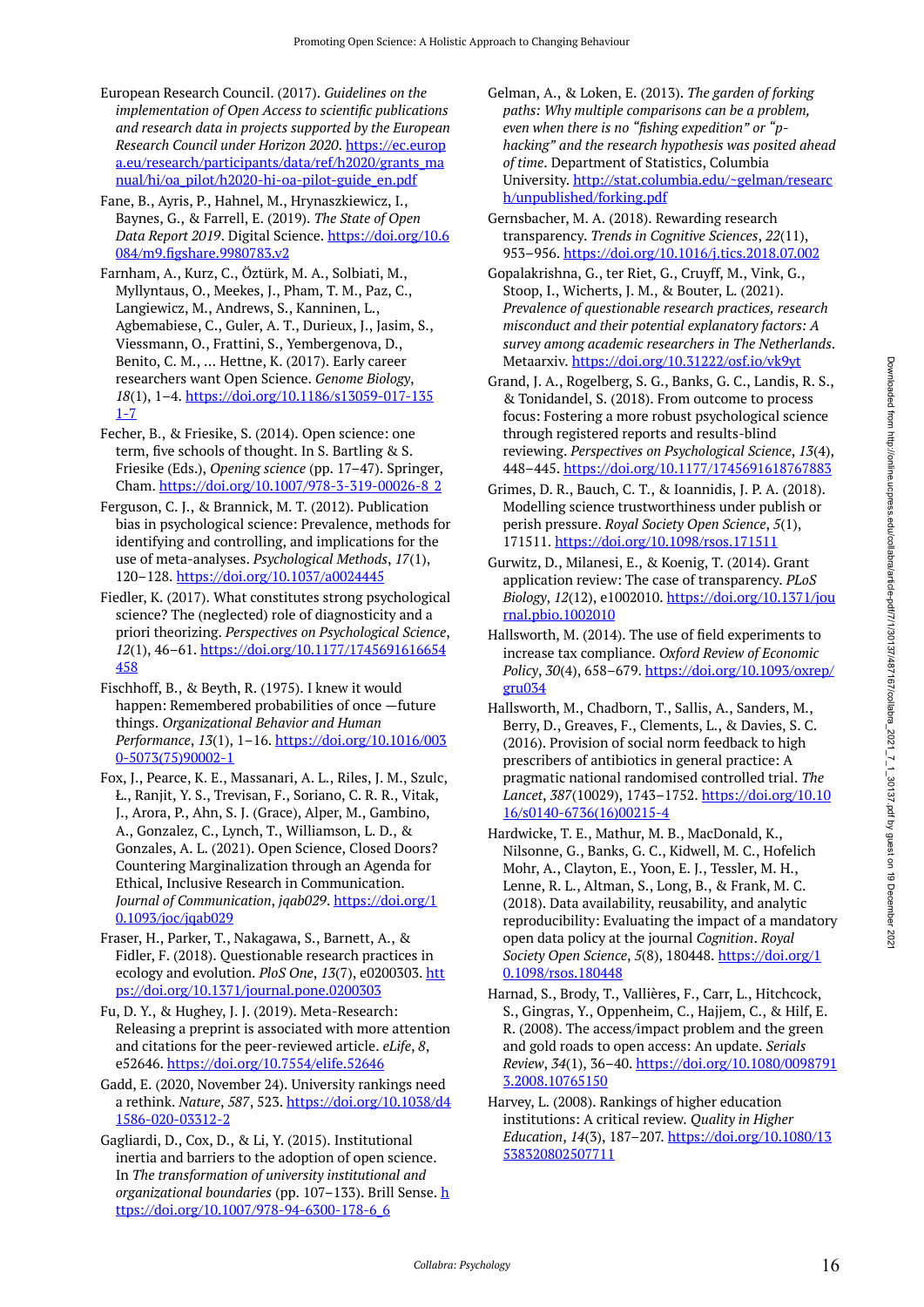European Research Council. (2017). *Guidelines on the implementation of Open Access to scientific publications and research data in projects supported by the European Research Council under Horizon 2020*. https://ec.europa.eu/research/participants/data/ref/h2020/grants_manual/hi/oa_pilot/h2020-hi-oa-pilot-guide_en.pdf

Fane, B., Ayris, P., Hahnel, M., Hrynaszkiewicz, I., Baynes, G., & Farrell, E. (2019). *The State of Open Data Report 2019*. Digital Science. https://doi.org/10.6084/m9.figshare.9980783.v2

Farnham, A., Kurz, C., Öztürk, M. A., Solbiati, M., Myllyntaus, O., Meekes, J., Pham, T. M., Paz, C., Langiewicz, M., Andrews, S., Kanninen, L., Agbemabiese, C., Guler, A. T., Durieux, J., Jasim, S., Viessmann, O., Frattini, S., Yembergenova, D., Benito, C. M., … Hettne, K. (2017). Early career researchers want Open Science. *Genome Biology*, *18*(1), 1–4. https://doi.org/10.1186/s13059-017-1351-7

Fecher, B., & Friesike, S. (2014). Open science: one term, five schools of thought. In S. Bartling & S. Friesike (Eds.), *Opening science* (pp. 17–47). Springer, Cham. https://doi.org/10.1007/978-3-319-00026-8_2

Ferguson, C. J., & Brannick, M. T. (2012). Publication bias in psychological science: Prevalence, methods for identifying and controlling, and implications for the use of meta-analyses. *Psychological Methods*, *17*(1), 120–128. https://doi.org/10.1037/a0024445

Fiedler, K. (2017). What constitutes strong psychological science? The (neglected) role of diagnosticity and a priori theorizing. *Perspectives on Psychological Science*, *12*(1), 46–61. https://doi.org/10.1177/1745691616654458

Fischhoff, B., & Beyth, R. (1975). I knew it would happen: Remembered probabilities of once —future things. *Organizational Behavior and Human Performance*, *13*(1), 1–16. https://doi.org/10.1016/0030-5073(75)90002-1

Fox, J., Pearce, K. E., Massanari, A. L., Riles, J. M., Szulc, Ł., Ranjit, Y. S., Trevisan, F., Soriano, C. R. R., Vitak, J., Arora, P., Ahn, S. J. (Grace), Alper, M., Gambino, A., Gonzalez, C., Lynch, T., Williamson, L. D., & Gonzales, A. L. (2021). Open Science, Closed Doors? Countering Marginalization through an Agenda for Ethical, Inclusive Research in Communication. *Journal of Communication*, *jqab029*. https://doi.org/10.1093/joc/jqab029

Fraser, H., Parker, T., Nakagawa, S., Barnett, A., & Fidler, F. (2018). Questionable research practices in ecology and evolution. *PloS One*, *13*(7), e0200303. https://doi.org/10.1371/journal.pone.0200303

Fu, D. Y., & Hughey, J. J. (2019). Meta-Research: Releasing a preprint is associated with more attention and citations for the peer-reviewed article. *eLife*, *8*, e52646. https://doi.org/10.7554/elife.52646

Gadd, E. (2020, November 24). University rankings need a rethink. *Nature*, *587*, 523. https://doi.org/10.1038/d41586-020-03312-2

Gagliardi, D., Cox, D., & Li, Y. (2015). Institutional inertia and barriers to the adoption of open science. In *The transformation of university institutional and organizational boundaries* (pp. 107–133). Brill Sense. https://doi.org/10.1007/978-94-6300-178-6_6

Gelman, A., & Loken, E. (2013). *The garden of forking paths: Why multiple comparisons can be a problem, even when there is no "fishing expedition" or "p-hacking" and the research hypothesis was posited ahead of time*. Department of Statistics, Columbia University. http://stat.columbia.edu/~gelman/research/unpublished/forking.pdf

Gernsbacher, M. A. (2018). Rewarding research transparency. *Trends in Cognitive Sciences*, *22*(11), 953–956. https://doi.org/10.1016/j.tics.2018.07.002

Gopalakrishna, G., ter Riet, G., Cruyff, M., Vink, G., Stoop, I., Wicherts, J. M., & Bouter, L. (2021). *Prevalence of questionable research practices, research misconduct and their potential explanatory factors: A survey among academic researchers in The Netherlands*. Metaarxiv. https://doi.org/10.31222/osf.io/vk9yt

Grand, J. A., Rogelberg, S. G., Banks, G. C., Landis, R. S., & Tonidandel, S. (2018). From outcome to process focus: Fostering a more robust psychological science through registered reports and results-blind reviewing. *Perspectives on Psychological Science*, *13*(4), 448–445. https://doi.org/10.1177/1745691618767883

Grimes, D. R., Bauch, C. T., & Ioannidis, J. P. A. (2018). Modelling science trustworthiness under publish or perish pressure. *Royal Society Open Science*, *5*(1), 171511. https://doi.org/10.1098/rsos.171511

Gurwitz, D., Milanesi, E., & Koenig, T. (2014). Grant application review: The case of transparency. *PLoS Biology*, *12*(12), e1002010. https://doi.org/10.1371/journal.pbio.1002010

Hallsworth, M. (2014). The use of field experiments to increase tax compliance. *Oxford Review of Economic Policy*, *30*(4), 658–679. https://doi.org/10.1093/oxrep/gru034

Hallsworth, M., Chadborn, T., Sallis, A., Sanders, M., Berry, D., Greaves, F., Clements, L., & Davies, S. C. (2016). Provision of social norm feedback to high prescribers of antibiotics in general practice: A pragmatic national randomised controlled trial. *The Lancet*, *387*(10029), 1743–1752. https://doi.org/10.1016/s0140-6736(16)00215-4

Hardwicke, T. E., Mathur, M. B., MacDonald, K., Nilsonne, G., Banks, G. C., Kidwell, M. C., Hofelich Mohr, A., Clayton, E., Yoon, E. J., Tessler, M. H., Lenne, R. L., Altman, S., Long, B., & Frank, M. C. (2018). Data availability, reusability, and analytic reproducibility: Evaluating the impact of a mandatory open data policy at the journal *Cognition*. *Royal Society Open Science*, *5*(8), 180448. https://doi.org/10.1098/rsos.180448

Harnad, S., Brody, T., Vallières, F., Carr, L., Hitchcock, S., Gingras, Y., Oppenheim, C., Hajjem, C., & Hilf, E. R. (2008). The access/impact problem and the green and gold roads to open access: An update. *Serials Review*, *34*(1), 36–40. https://doi.org/10.1080/00987913.2008.10765150

Harvey, L. (2008). Rankings of higher education institutions: A critical review. *Quality in Higher Education*, *14*(3), 187–207. https://doi.org/10.1080/13538320802507711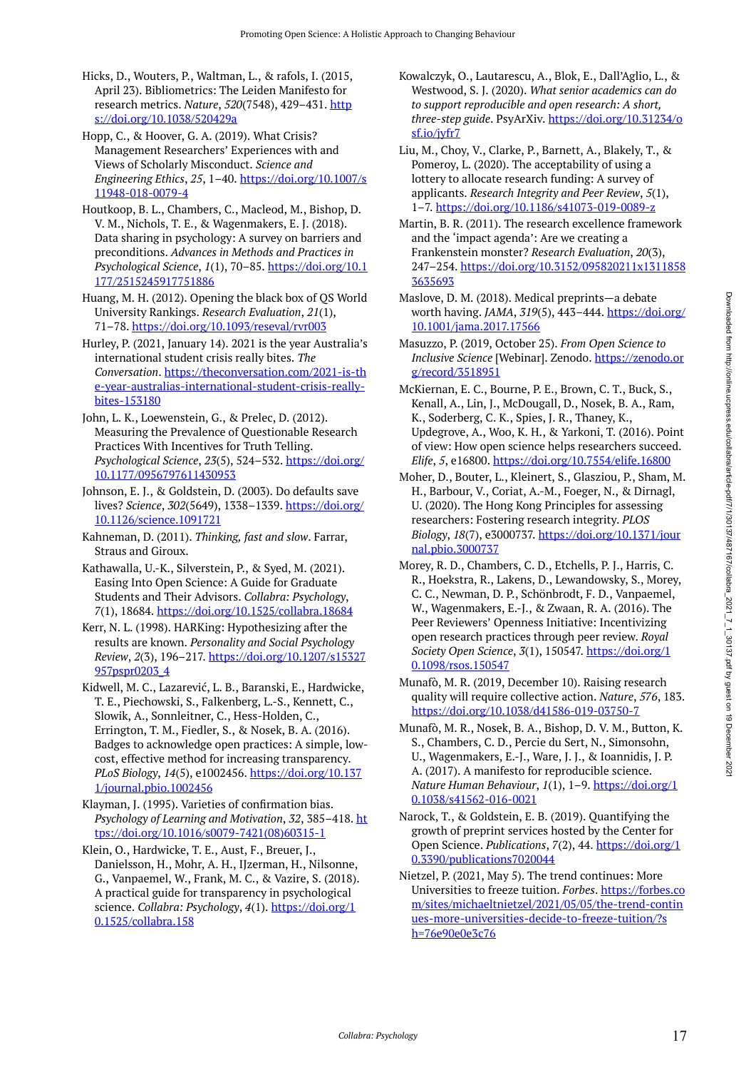Hicks, D., Wouters, P., Waltman, L., & rafols, I. (2015, April 23). Bibliometrics: The Leiden Manifesto for research metrics. *Nature*, *520*(7548), 429–431. https://doi.org/10.1038/520429a

Hopp, C., & Hoover, G. A. (2019). What Crisis? Management Researchers' Experiences with and Views of Scholarly Misconduct. *Science and Engineering Ethics*, *25*, 1–40. https://doi.org/10.1007/s11948-018-0079-4

Houtkoop, B. L., Chambers, C., Macleod, M., Bishop, D. V. M., Nichols, T. E., & Wagenmakers, E. J. (2018). Data sharing in psychology: A survey on barriers and preconditions. *Advances in Methods and Practices in Psychological Science*, *1*(1), 70–85. https://doi.org/10.1177/2515245917751886

Huang, M. H. (2012). Opening the black box of QS World University Rankings. *Research Evaluation*, *21*(1), 71–78. https://doi.org/10.1093/reseval/rvr003

Hurley, P. (2021, January 14). 2021 is the year Australia's international student crisis really bites. *The Conversation*. https://theconversation.com/2021-is-the-year-australias-international-student-crisis-really-bites-153180

John, L. K., Loewenstein, G., & Prelec, D. (2012). Measuring the Prevalence of Questionable Research Practices With Incentives for Truth Telling. *Psychological Science*, *23*(5), 524–532. https://doi.org/10.1177/0956797611430953

Johnson, E. J., & Goldstein, D. (2003). Do defaults save lives? *Science*, *302*(5649), 1338–1339. https://doi.org/10.1126/science.1091721

Kahneman, D. (2011). *Thinking, fast and slow*. Farrar, Straus and Giroux.

Kathawalla, U.-K., Silverstein, P., & Syed, M. (2021). Easing Into Open Science: A Guide for Graduate Students and Their Advisors. *Collabra: Psychology*, *7*(1), 18684. https://doi.org/10.1525/collabra.18684

Kerr, N. L. (1998). HARKing: Hypothesizing after the results are known. *Personality and Social Psychology Review*, *2*(3), 196–217. https://doi.org/10.1207/s15327957pspr0203_4

Kidwell, M. C., Lazarević, L. B., Baranski, E., Hardwicke, T. E., Piechowski, S., Falkenberg, L.-S., Kennett, C., Slowik, A., Sonnleitner, C., Hess-Holden, C., Errington, T. M., Fiedler, S., & Nosek, B. A. (2016). Badges to acknowledge open practices: A simple, low-cost, effective method for increasing transparency. *PLoS Biology*, *14*(5), e1002456. https://doi.org/10.1371/journal.pbio.1002456

Klayman, J. (1995). Varieties of confirmation bias. *Psychology of Learning and Motivation*, *32*, 385–418. https://doi.org/10.1016/s0079-7421(08)60315-1

Klein, O., Hardwicke, T. E., Aust, F., Breuer, J., Danielsson, H., Mohr, A. H., IJzerman, H., Nilsonne, G., Vanpaemel, W., Frank, M. C., & Vazire, S. (2018). A practical guide for transparency in psychological science. *Collabra: Psychology*, *4*(1). https://doi.org/10.1525/collabra.158

Kowalczyk, O., Lautarescu, A., Blok, E., Dall'Aglio, L., & Westwood, S. J. (2020). *What senior academics can do to support reproducible and open research: A short, three-step guide*. PsyArXiv. https://doi.org/10.31234/osf.io/jyfr7

Liu, M., Choy, V., Clarke, P., Barnett, A., Blakely, T., & Pomeroy, L. (2020). The acceptability of using a lottery to allocate research funding: A survey of applicants. *Research Integrity and Peer Review*, *5*(1), 1–7. https://doi.org/10.1186/s41073-019-0089-z

Martin, B. R. (2011). The research excellence framework and the 'impact agenda': Are we creating a Frankenstein monster? *Research Evaluation*, *20*(3), 247–254. https://doi.org/10.3152/095820211x13118583635693

Maslove, D. M. (2018). Medical preprints—a debate worth having. *JAMA*, *319*(5), 443–444. https://doi.org/10.1001/jama.2017.17566

Masuzzo, P. (2019, October 25). *From Open Science to Inclusive Science* [Webinar]. Zenodo. https://zenodo.org/record/3518951

McKiernan, E. C., Bourne, P. E., Brown, C. T., Buck, S., Kenall, A., Lin, J., McDougall, D., Nosek, B. A., Ram, K., Soderberg, C. K., Spies, J. R., Thaney, K., Updegrove, A., Woo, K. H., & Yarkoni, T. (2016). Point of view: How open science helps researchers succeed. *Elife*, *5*, e16800. https://doi.org/10.7554/elife.16800

Moher, D., Bouter, L., Kleinert, S., Glasziou, P., Sham, M. H., Barbour, V., Coriat, A.-M., Foeger, N., & Dirnagl, U. (2020). The Hong Kong Principles for assessing researchers: Fostering research integrity. *PLOS Biology*, *18*(7), e3000737. https://doi.org/10.1371/journal.pbio.3000737

Morey, R. D., Chambers, C. D., Etchells, P. J., Harris, C. R., Hoekstra, R., Lakens, D., Lewandowsky, S., Morey, C. C., Newman, D. P., Schönbrodt, F. D., Vanpaemel, W., Wagenmakers, E.-J., & Zwaan, R. A. (2016). The Peer Reviewers' Openness Initiative: Incentivizing open research practices through peer review. *Royal Society Open Science*, *3*(1), 150547. https://doi.org/10.1098/rsos.150547

Munafò, M. R. (2019, December 10). Raising research quality will require collective action. *Nature*, *576*, 183. https://doi.org/10.1038/d41586-019-03750-7

Munafò, M. R., Nosek, B. A., Bishop, D. V. M., Button, K. S., Chambers, C. D., Percie du Sert, N., Simonsohn, U., Wagenmakers, E.-J., Ware, J. J., & Ioannidis, J. P. A. (2017). A manifesto for reproducible science. *Nature Human Behaviour*, *1*(1), 1–9. https://doi.org/10.1038/s41562-016-0021

Narock, T., & Goldstein, E. B. (2019). Quantifying the growth of preprint services hosted by the Center for Open Science. *Publications*, *7*(2), 44. https://doi.org/10.3390/publications7020044

Nietzel, P. (2021, May 5). The trend continues: More Universities to freeze tuition. *Forbes*. https://forbes.com/sites/michaeltnietzel/2021/05/05/the-trend-continues-more-universities-decide-to-freeze-tuition/?sh=76e90e0e3c76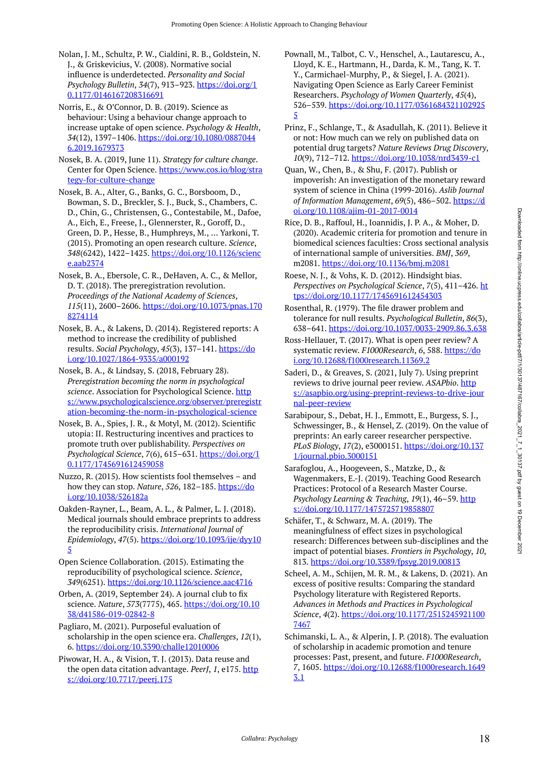Nolan, J. M., Schultz, P. W., Cialdini, R. B., Goldstein, N. J., & Griskevicius, V. (2008). Normative social influence is underdetected. *Personality and Social Psychology Bulletin*, *34*(7), 913–923. https://doi.org/10.1177/0146167208316691

Norris, E., & O'Connor, D. B. (2019). Science as behaviour: Using a behaviour change approach to increase uptake of open science. *Psychology & Health*, *34*(12), 1397–1406. https://doi.org/10.1080/08870446.2019.1679373

Nosek, B. A. (2019, June 11). *Strategy for culture change*. Center for Open Science. https://www.cos.io/blog/strategy-for-culture-change

Nosek, B. A., Alter, G., Banks, G. C., Borsboom, D., Bowman, S. D., Breckler, S. J., Buck, S., Chambers, C. D., Chin, G., Christensen, G., Contestabile, M., Dafoe, A., Eich, E., Freese, J., Glennerster, R., Goroff, D., Green, D. P., Hesse, B., Humphreys, M., … Yarkoni, T. (2015). Promoting an open research culture. *Science*, *348*(6242), 1422–1425. https://doi.org/10.1126/science.aab2374

Nosek, B. A., Ebersole, C. R., DeHaven, A. C., & Mellor, D. T. (2018). The preregistration revolution. *Proceedings of the National Academy of Sciences*, *115*(11), 2600–2606. https://doi.org/10.1073/pnas.1708274114

Nosek, B. A., & Lakens, D. (2014). Registered reports: A method to increase the credibility of published results. *Social Psychology*, *45*(3), 137–141. https://doi.org/10.1027/1864-9335/a000192

Nosek, B. A., & Lindsay, S. (2018, February 28). *Preregistration becoming the norm in psychological science*. Association for Psychological Science. https://www.psychologicalscience.org/observer/preregistration-becoming-the-norm-in-psychological-science

Nosek, B. A., Spies, J. R., & Motyl, M. (2012). Scientific utopia: II. Restructuring incentives and practices to promote truth over publishability. *Perspectives on Psychological Science*, *7*(6), 615–631. https://doi.org/10.1177/1745691612459058

Nuzzo, R. (2015). How scientists fool themselves – and how they can stop. *Nature*, *526*, 182–185. https://doi.org/10.1038/526182a

Oakden-Rayner, L., Beam, A. L., & Palmer, L. J. (2018). Medical journals should embrace preprints to address the reproducibility crisis. *International Journal of Epidemiology*, *47*(5). https://doi.org/10.1093/ije/dyy105

Open Science Collaboration. (2015). Estimating the reproducibility of psychological science. *Science*, *349*(6251). https://doi.org/10.1126/science.aac4716

Orben, A. (2019, September 24). A journal club to fix science. *Nature*, *573*(7775), 465. https://doi.org/10.1038/d41586-019-02842-8

Pagliaro, M. (2021). Purposeful evaluation of scholarship in the open science era. *Challenges*, *12*(1), 6. https://doi.org/10.3390/challe12010006

Piwowar, H. A., & Vision, T. J. (2013). Data reuse and the open data citation advantage. *PeerJ*, *1*, e175. https://doi.org/10.7717/peerj.175

Pownall, M., Talbot, C. V., Henschel, A., Lautarescu, A., Lloyd, K. E., Hartmann, H., Darda, K. M., Tang, K. T. Y., Carmichael-Murphy, P., & Siegel, J. A. (2021). Navigating Open Science as Early Career Feminist Researchers. *Psychology of Women Quarterly*, *45*(4), 526–539. https://doi.org/10.1177/03616843211029255

Prinz, F., Schlange, T., & Asadullah, K. (2011). Believe it or not: How much can we rely on published data on potential drug targets? *Nature Reviews Drug Discovery*, *10*(9), 712–712. https://doi.org/10.1038/nrd3439-c1

Quan, W., Chen, B., & Shu, F. (2017). Publish or impoverish: An investigation of the monetary reward system of science in China (1999-2016). *Aslib Journal of Information Management*, *69*(5), 486–502. https://doi.org/10.1108/ajim-01-2017-0014

Rice, D. B., Raffoul, H., Ioannidis, J. P. A., & Moher, D. (2020). Academic criteria for promotion and tenure in biomedical sciences faculties: Cross sectional analysis of international sample of universities. *BMJ*, *369*, m2081. https://doi.org/10.1136/bmj.m2081

Roese, N. J., & Vohs, K. D. (2012). Hindsight bias. *Perspectives on Psychological Science*, *7*(5), 411–426. https://doi.org/10.1177/1745691612454303

Rosenthal, R. (1979). The file drawer problem and tolerance for null results. *Psychological Bulletin*, *86*(3), 638–641. https://doi.org/10.1037/0033-2909.86.3.638

Ross-Hellauer, T. (2017). What is open peer review? A systematic review. *F1000Research*, *6*, 588. https://doi.org/10.12688/f1000research.11369.2

Saderi, D., & Greaves, S. (2021, July 7). Using preprint reviews to drive journal peer review. *ASAPbio*. https://asapbio.org/using-preprint-reviews-to-drive-journal-peer-review

Sarabipour, S., Debat, H. J., Emmott, E., Burgess, S. J., Schwessinger, B., & Hensel, Z. (2019). On the value of preprints: An early career researcher perspective. *PLoS Biology*, *17*(2), e3000151. https://doi.org/10.1371/journal.pbio.3000151

Sarafoglou, A., Hoogeveen, S., Matzke, D., & Wagenmakers, E.-J. (2019). Teaching Good Research Practices: Protocol of a Research Master Course. *Psychology Learning & Teaching*, *19*(1), 46–59. https://doi.org/10.1177/1475725719858807

Schäfer, T., & Schwarz, M. A. (2019). The meaningfulness of effect sizes in psychological research: Differences between sub-disciplines and the impact of potential biases. *Frontiers in Psychology*, *10*, 813. https://doi.org/10.3389/fpsyg.2019.00813

Scheel, A. M., Schijen, M. R. M., & Lakens, D. (2021). An excess of positive results: Comparing the standard Psychology literature with Registered Reports. *Advances in Methods and Practices in Psychological Science*, *4*(2). https://doi.org/10.1177/25152459211007467

Schimanski, L. A., & Alperin, J. P. (2018). The evaluation of scholarship in academic promotion and tenure processes: Past, present, and future. *F1000Research*, *7*, 1605. https://doi.org/10.12688/f1000research.16493.1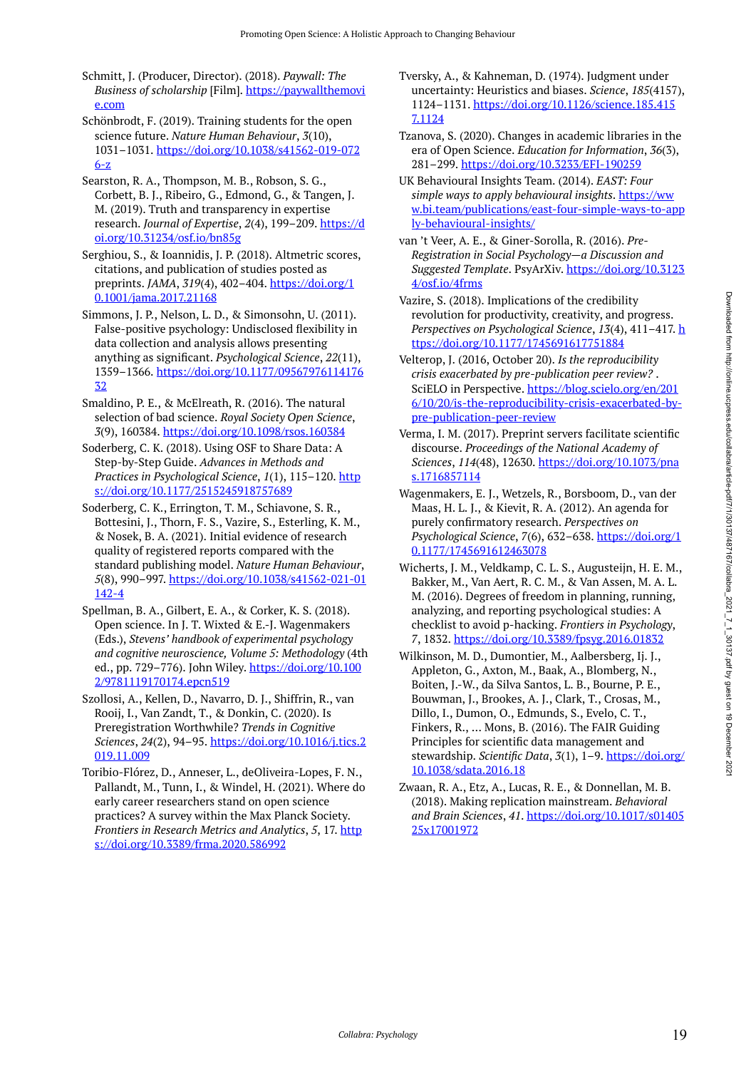Schmitt, J. (Producer, Director). (2018). *Paywall: The Business of scholarship* [Film]. https://paywallthemovie.com

Schönbrodt, F. (2019). Training students for the open science future. *Nature Human Behaviour*, *3*(10), 1031–1031. https://doi.org/10.1038/s41562-019-0726-z

Searston, R. A., Thompson, M. B., Robson, S. G., Corbett, B. J., Ribeiro, G., Edmond, G., & Tangen, J. M. (2019). Truth and transparency in expertise research. *Journal of Expertise*, *2*(4), 199–209. https://doi.org/10.31234/osf.io/bn85g

Serghiou, S., & Ioannidis, J. P. (2018). Altmetric scores, citations, and publication of studies posted as preprints. *JAMA*, *319*(4), 402–404. https://doi.org/10.1001/jama.2017.21168

Simmons, J. P., Nelson, L. D., & Simonsohn, U. (2011). False-positive psychology: Undisclosed flexibility in data collection and analysis allows presenting anything as significant. *Psychological Science*, *22*(11), 1359–1366. https://doi.org/10.1177/0956797611417632

Smaldino, P. E., & McElreath, R. (2016). The natural selection of bad science. *Royal Society Open Science*, *3*(9), 160384. https://doi.org/10.1098/rsos.160384

Soderberg, C. K. (2018). Using OSF to Share Data: A Step-by-Step Guide. *Advances in Methods and Practices in Psychological Science*, *1*(1), 115–120. https://doi.org/10.1177/2515245918757689

Soderberg, C. K., Errington, T. M., Schiavone, S. R., Bottesini, J., Thorn, F. S., Vazire, S., Esterling, K. M., & Nosek, B. A. (2021). Initial evidence of research quality of registered reports compared with the standard publishing model. *Nature Human Behaviour*, *5*(8), 990–997. https://doi.org/10.1038/s41562-021-01142-4

Spellman, B. A., Gilbert, E. A., & Corker, K. S. (2018). Open science. In J. T. Wixted & E.-J. Wagenmakers (Eds.), *Stevens' handbook of experimental psychology and cognitive neuroscience, Volume 5: Methodology* (4th ed., pp. 729–776). John Wiley. https://doi.org/10.1002/9781119170174.epcn519

Szollosi, A., Kellen, D., Navarro, D. J., Shiffrin, R., van Rooij, I., Van Zandt, T., & Donkin, C. (2020). Is Preregistration Worthwhile? *Trends in Cognitive Sciences*, *24*(2), 94–95. https://doi.org/10.1016/j.tics.2019.11.009

Toribio-Flórez, D., Anneser, L., deOliveira-Lopes, F. N., Pallandt, M., Tunn, I., & Windel, H. (2021). Where do early career researchers stand on open science practices? A survey within the Max Planck Society. *Frontiers in Research Metrics and Analytics*, *5*, 17. https://doi.org/10.3389/frma.2020.586992

Tversky, A., & Kahneman, D. (1974). Judgment under uncertainty: Heuristics and biases. *Science*, *185*(4157), 1124–1131. https://doi.org/10.1126/science.185.4157.1124

Tzanova, S. (2020). Changes in academic libraries in the era of Open Science. *Education for Information*, *36*(3), 281–299. https://doi.org/10.3233/EFI-190259

UK Behavioural Insights Team. (2014). *EAST: Four simple ways to apply behavioural insights*. https://www.bi.team/publications/east-four-simple-ways-to-apply-behavioural-insights/

van 't Veer, A. E., & Giner-Sorolla, R. (2016). *Pre-Registration in Social Psychology—a Discussion and Suggested Template*. PsyArXiv. https://doi.org/10.31234/osf.io/4frms

Vazire, S. (2018). Implications of the credibility revolution for productivity, creativity, and progress. *Perspectives on Psychological Science*, *13*(4), 411–417. https://doi.org/10.1177/1745691617751884

Velterop, J. (2016, October 20). *Is the reproducibility crisis exacerbated by pre-publication peer review?* . SciELO in Perspective. https://blog.scielo.org/en/2016/10/20/is-the-reproducibility-crisis-exacerbated-by-pre-publication-peer-review

Verma, I. M. (2017). Preprint servers facilitate scientific discourse. *Proceedings of the National Academy of Sciences*, *114*(48), 12630. https://doi.org/10.1073/pnas.1716857114

Wagenmakers, E. J., Wetzels, R., Borsboom, D., van der Maas, H. L. J., & Kievit, R. A. (2012). An agenda for purely confirmatory research. *Perspectives on Psychological Science*, *7*(6), 632–638. https://doi.org/10.1177/1745691612463078

Wicherts, J. M., Veldkamp, C. L. S., Augusteijn, H. E. M., Bakker, M., Van Aert, R. C. M., & Van Assen, M. A. L. M. (2016). Degrees of freedom in planning, running, analyzing, and reporting psychological studies: A checklist to avoid p-hacking. *Frontiers in Psychology*, *7*, 1832. https://doi.org/10.3389/fpsyg.2016.01832

Wilkinson, M. D., Dumontier, M., Aalbersberg, Ij. J., Appleton, G., Axton, M., Baak, A., Blomberg, N., Boiten, J.-W., da Silva Santos, L. B., Bourne, P. E., Bouwman, J., Brookes, A. J., Clark, T., Crosas, M., Dillo, I., Dumon, O., Edmunds, S., Evelo, C. T., Finkers, R., … Mons, B. (2016). The FAIR Guiding Principles for scientific data management and stewardship. *Scientific Data*, *3*(1), 1–9. https://doi.org/10.1038/sdata.2016.18

Zwaan, R. A., Etz, A., Lucas, R. E., & Donnellan, M. B. (2018). Making replication mainstream. *Behavioral and Brain Sciences*, *41*. https://doi.org/10.1017/s0140525x17001972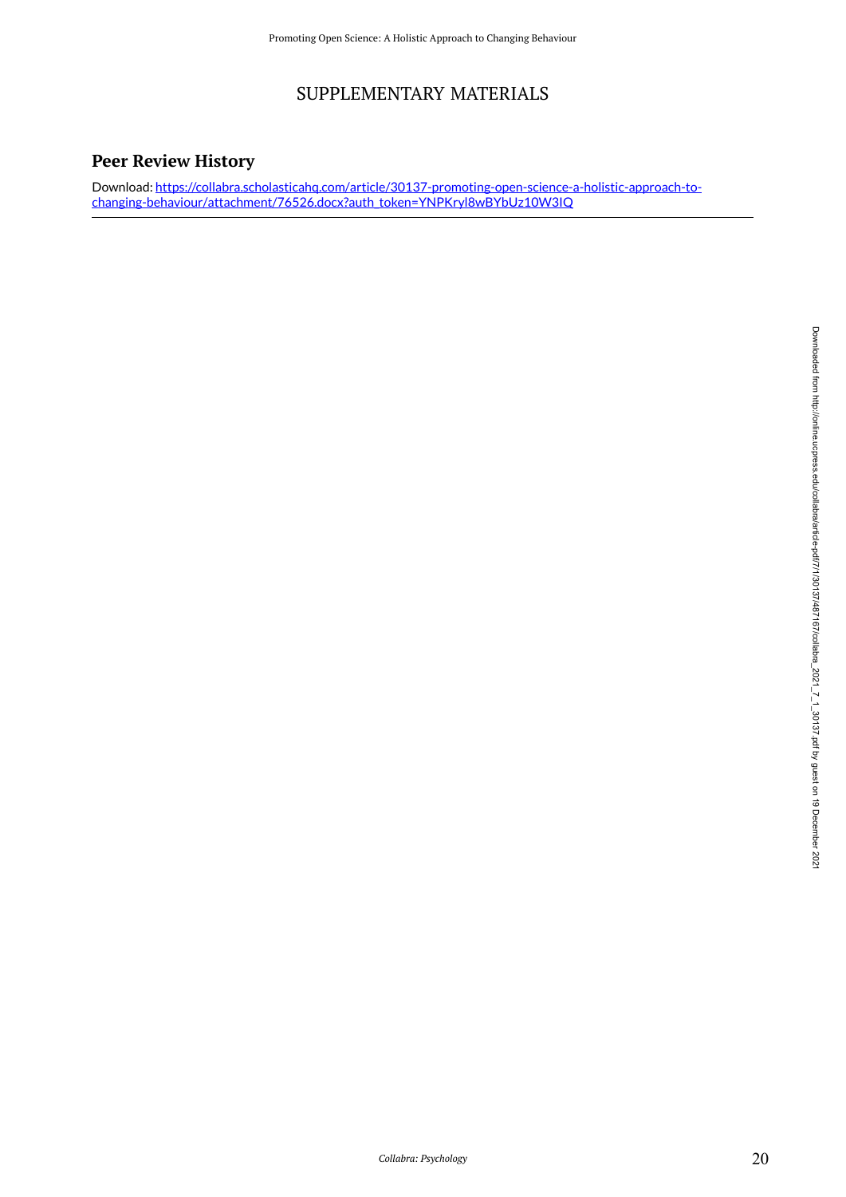# SUPPLEMENTARY MATERIALS

## Peer Review History

Download: https://collabra.scholasticahq.com/article/30137-promoting-open-science-a-holistic-approach-to-changing-behaviour/attachment/76526.docx?auth_token=YNPKryl8wBYbUz10W3IQ